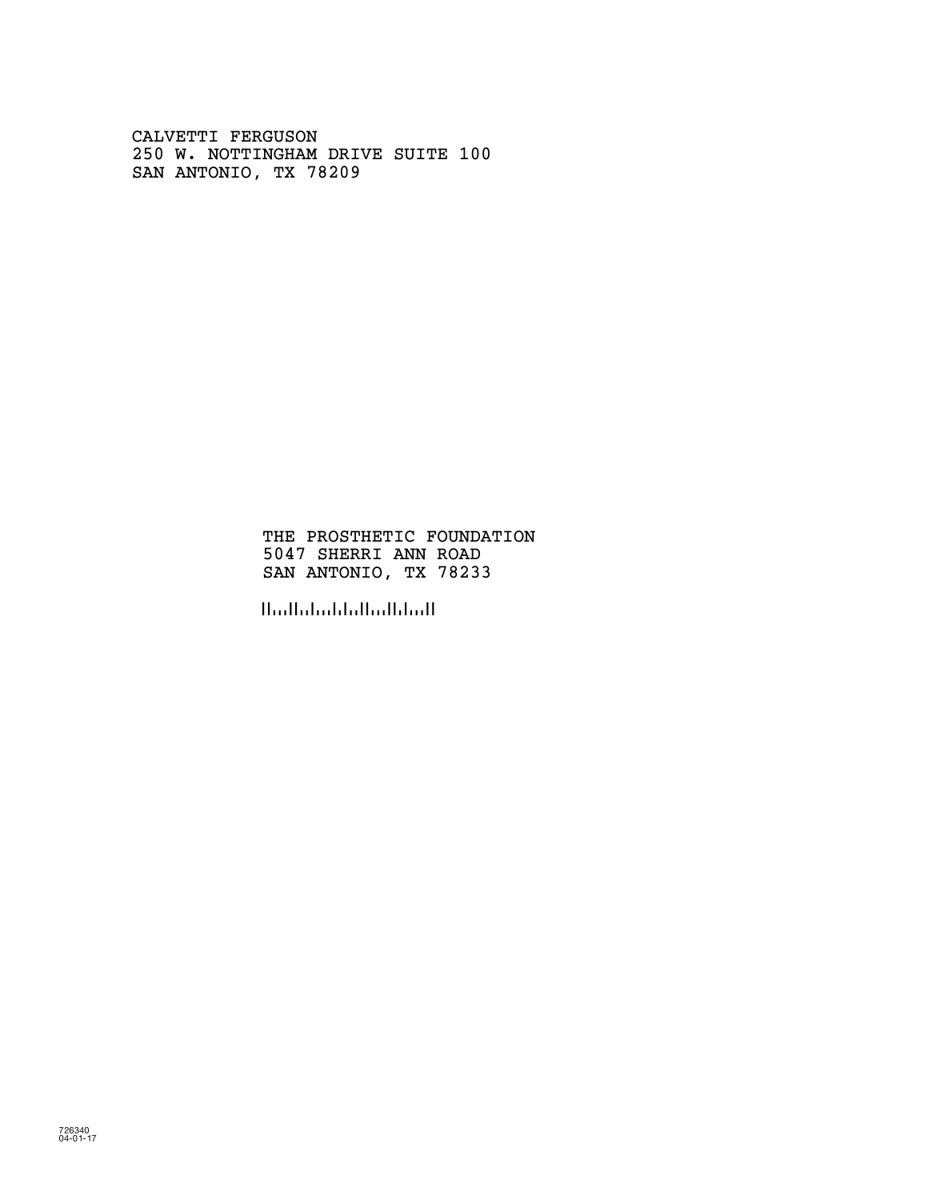CALVETTI FERGUSON
250 W. NOTTINGHAM DRIVE SUITE 100
SAN ANTONIO, TX 78209

THE PROSTHETIC FOUNDATION
5047 SHERRI ANN ROAD
SAN ANTONIO, TX 78233

726340
04-01-17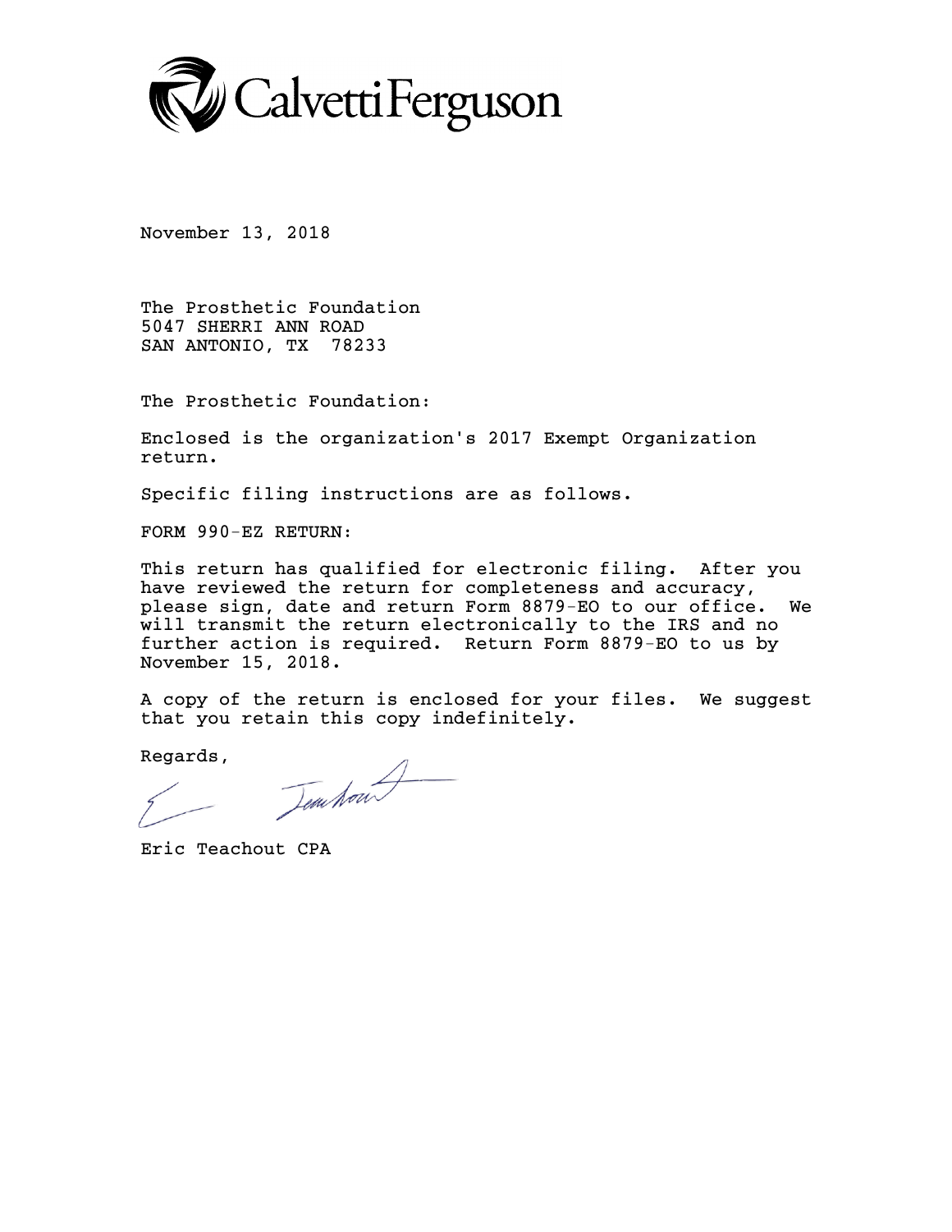CalvettiFerguson

November 13, 2018

The Prosthetic Foundation
5047 SHERRI ANN ROAD
SAN ANTONIO, TX 78233

The Prosthetic Foundation:

Enclosed is the organization's 2017 Exempt Organization return.

Specific filing instructions are as follows.

FORM 990-EZ RETURN:

This return has qualified for electronic filing. After you have reviewed the return for completeness and accuracy, please sign, date and return Form 8879-EO to our office. We will transmit the return electronically to the IRS and no further action is required. Return Form 8879-EO to us by November 15, 2018.

A copy of the return is enclosed for your files. We suggest that you retain this copy indefinitely.

Regards,

Eric Teachout CPA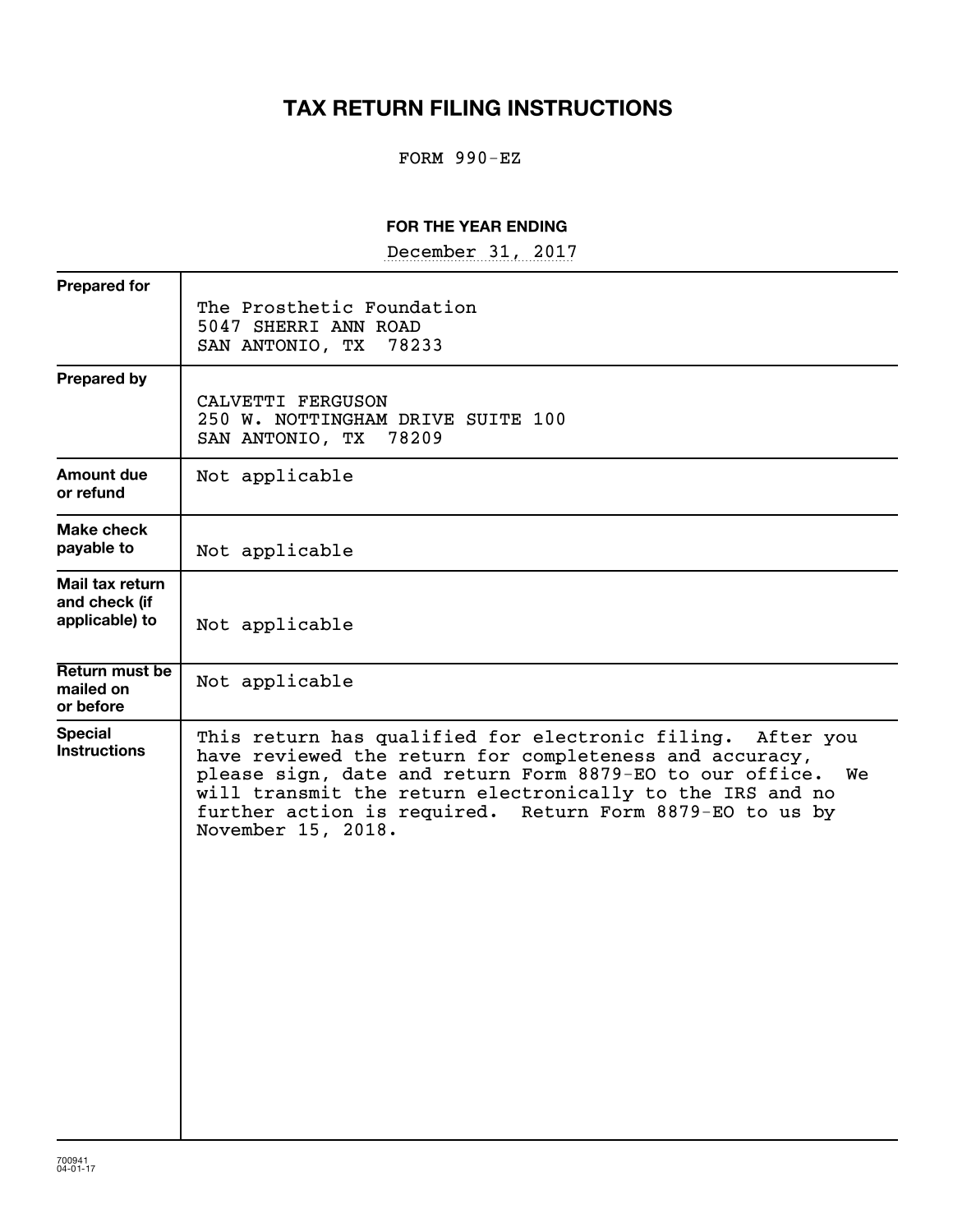# TAX RETURN FILING INSTRUCTIONS

FORM 990-EZ

**FOR THE YEAR ENDING**

December 31, 2017

| | |
|---|---|
| **Prepared for** | The Prosthetic Foundation<br>5047 SHERRI ANN ROAD<br>SAN ANTONIO, TX 78233 |
| **Prepared by** | CALVETTI FERGUSON<br>250 W. NOTTINGHAM DRIVE SUITE 100<br>SAN ANTONIO, TX 78209 |
| **Amount due or refund** | Not applicable |
| **Make check payable to** | Not applicable |
| **Mail tax return and check (if applicable) to** | Not applicable |
| **Return must be mailed on or before** | Not applicable |
| **Special Instructions** | This return has qualified for electronic filing. After you have reviewed the return for completeness and accuracy, please sign, date and return Form 8879-EO to our office. We will transmit the return electronically to the IRS and no further action is required. Return Form 8879-EO to us by November 15, 2018. |

700941
04-01-17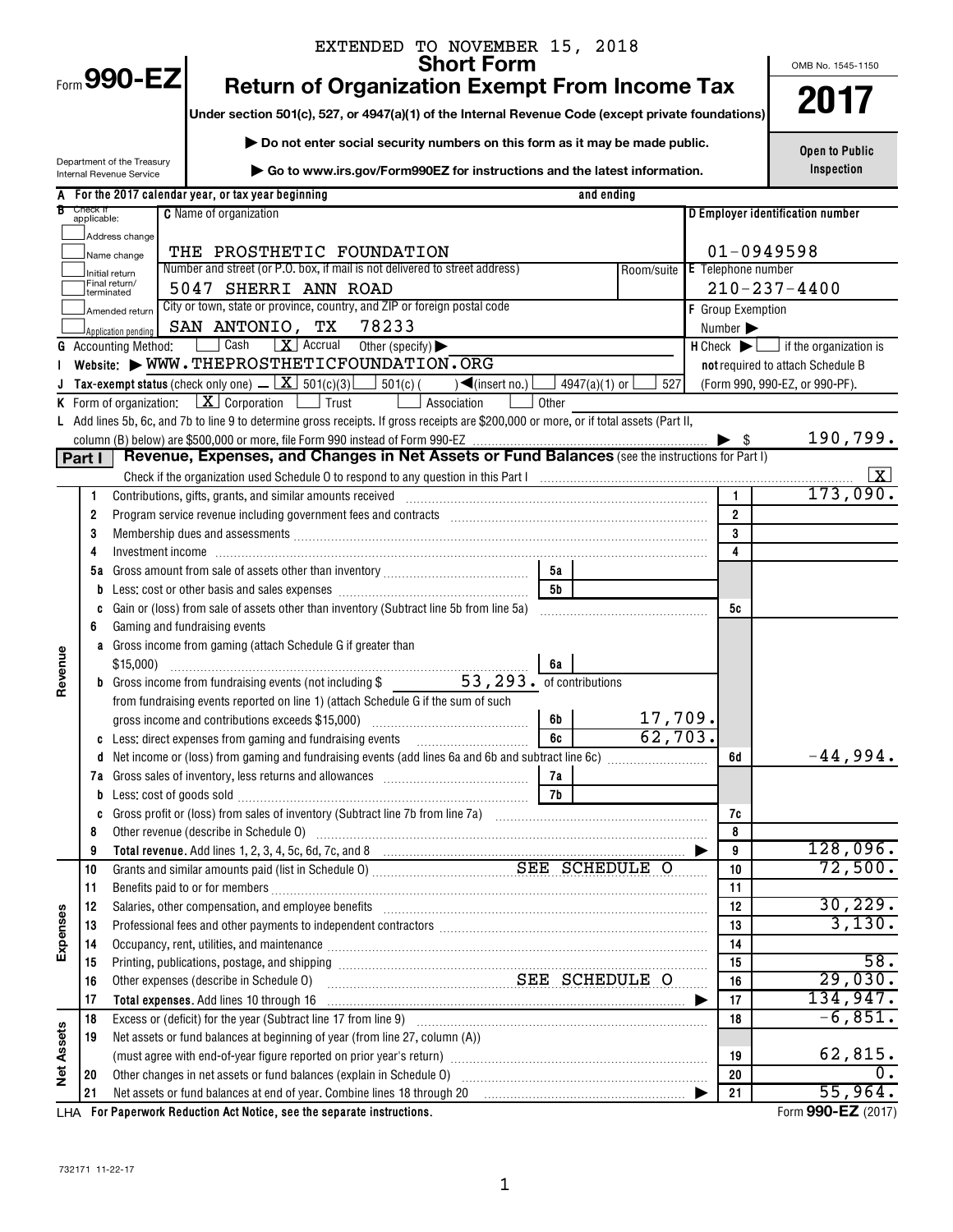EXTENDED TO NOVEMBER 15, 2018

# Form 990-EZ

## Short Form
## Return of Organization Exempt From Income Tax

**Under section 501(c), 527, or 4947(a)(1) of the Internal Revenue Code (except private foundations)**

▶ Do not enter social security numbers on this form as it may be made public.

▶ Go to www.irs.gov/Form990EZ for instructions and the latest information.

Department of the Treasury
Internal Revenue Service

OMB No. 1545-1150

**2017**

**Open to Public Inspection**

**A** For the 2017 calendar year, or tax year beginning and ending

**B** Check if applicable:
- Address change
- Name change
- Initial return
- Final return/terminated
- Amended return
- Application pending

**C** Name of organization: THE PROSTHETIC FOUNDATION

Number and street (or P.O. box, if mail is not delivered to street address): 5047 SHERRI ANN ROAD | Room/suite

City or town, state or province, country, and ZIP or foreign postal code: SAN ANTONIO, TX 78233

**D** Employer identification number: 01-0949598

**E** Telephone number: 210-237-4400

**F** Group Exemption Number ▶

**G** Accounting Method: ☐ Cash ☒ Accrual Other (specify) ▶

**H** Check ▶ ☐ if the organization is **not** required to attach Schedule B (Form 990, 990-EZ, or 990-PF).

**I** Website: ▶ WWW.THEPROSTHETICFOUNDATION.ORG

**J** Tax-exempt status (check only one) – ☒ 501(c)(3) ☐ 501(c) ( ) ◀(insert no.) ☐ 4947(a)(1) or ☐ 527

**K** Form of organization: ☒ Corporation ☐ Trust ☐ Association ☐ Other

**L** Add lines 5b, 6c, and 7b to line 9 to determine gross receipts. If gross receipts are $200,000 or more, or if total assets (Part II, column (B) below) are $500,000 or more, file Form 990 instead of Form 990-EZ ▶ $ 190,799.

### Part I — Revenue, Expenses, and Changes in Net Assets or Fund Balances (see the instructions for Part I)

Check if the organization used Schedule O to respond to any question in this Part I ☒

| Section | Line | Description | | | Line | Amount |
|---|---|---|---|---|---|---|
| Revenue | 1 | Contributions, gifts, grants, and similar amounts received | | | 1 | 173,090. |
| | 2 | Program service revenue including government fees and contracts | | | 2 | |
| | 3 | Membership dues and assessments | | | 3 | |
| | 4 | Investment income | | | 4 | |
| | 5a | Gross amount from sale of assets other than inventory | 5a | | | |
| | b | Less: cost or other basis and sales expenses | 5b | | | |
| | c | Gain or (loss) from sale of assets other than inventory (Subtract line 5b from line 5a) | | | 5c | |
| | 6 | Gaming and fundraising events | | | | |
| | a | Gross income from gaming (attach Schedule G if greater than $15,000) | 6a | | | |
| | b | Gross income from fundraising events (not including $ 53,293. of contributions from fundraising events reported on line 1) (attach Schedule G if the sum of such gross income and contributions exceeds $15,000) | 6b | 17,709. | | |
| | c | Less: direct expenses from gaming and fundraising events | 6c | 62,703. | | |
| | d | Net income or (loss) from gaming and fundraising events (add lines 6a and 6b and subtract line 6c) | | | 6d | -44,994. |
| | 7a | Gross sales of inventory, less returns and allowances | 7a | | | |
| | b | Less: cost of goods sold | 7b | | | |
| | c | Gross profit or (loss) from sales of inventory (Subtract line 7b from line 7a) | | | 7c | |
| | 8 | Other revenue (describe in Schedule O) | | | 8 | |
| | 9 | **Total revenue.** Add lines 1, 2, 3, 4, 5c, 6d, 7c, and 8 ▶ | | | 9 | 128,096. |
| Expenses | 10 | Grants and similar amounts paid (list in Schedule O) SEE SCHEDULE O | | | 10 | 72,500. |
| | 11 | Benefits paid to or for members | | | 11 | |
| | 12 | Salaries, other compensation, and employee benefits | | | 12 | 30,229. |
| | 13 | Professional fees and other payments to independent contractors | | | 13 | 3,130. |
| | 14 | Occupancy, rent, utilities, and maintenance | | | 14 | |
| | 15 | Printing, publications, postage, and shipping | | | 15 | 58. |
| | 16 | Other expenses (describe in Schedule O) SEE SCHEDULE O | | | 16 | 29,030. |
| | 17 | **Total expenses.** Add lines 10 through 16 ▶ | | | 17 | 134,947. |
| Net Assets | 18 | Excess or (deficit) for the year (Subtract line 17 from line 9) | | | 18 | -6,851. |
| | 19 | Net assets or fund balances at beginning of year (from line 27, column (A)) (must agree with end-of-year figure reported on prior year's return) | | | 19 | 62,815. |
| | 20 | Other changes in net assets or fund balances (explain in Schedule O) | | | 20 | 0. |
| | 21 | Net assets or fund balances at end of year. Combine lines 18 through 20 ▶ | | | 21 | 55,964. |

LHA For Paperwork Reduction Act Notice, see the separate instructions. Form **990-EZ** (2017)

732171 11-22-17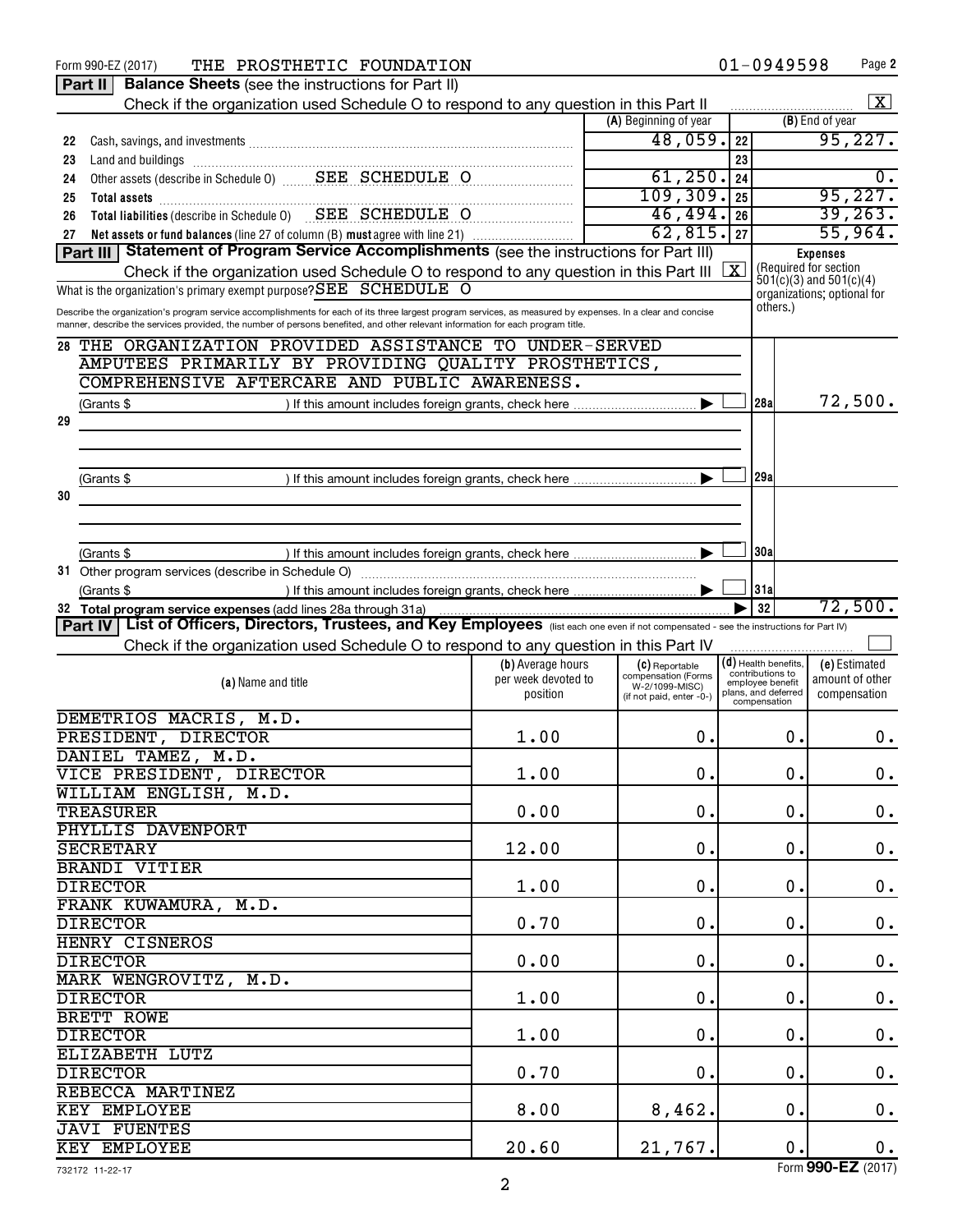Form 990-EZ (2017) THE PROSTHETIC FOUNDATION 01-0949598 Page **2**

**Part II** **Balance Sheets** (see the instructions for Part II)

Check if the organization used Schedule O to respond to any question in this Part II [X]

| | | (A) Beginning of year | | (B) End of year |
|---|---|---|---|---|
| 22 | Cash, savings, and investments | 48,059. | 22 | 95,227. |
| 23 | Land and buildings | | 23 | |
| 24 | Other assets (describe in Schedule O) SEE SCHEDULE O | 61,250. | 24 | 0. |
| 25 | **Total assets** | 109,309. | 25 | 95,227. |
| 26 | **Total liabilities** (describe in Schedule O) SEE SCHEDULE O | 46,494. | 26 | 39,263. |
| 27 | **Net assets or fund balances** (line 27 of column (B) **must** agree with line 21) | 62,815. | 27 | 55,964. |

**Part III** **Statement of Program Service Accomplishments** (see the instructions for Part III)

Check if the organization used Schedule O to respond to any question in this Part III [X]

What is the organization's primary exempt purpose? SEE SCHEDULE O

Describe the organization's program service accomplishments for each of its three largest program services, as measured by expenses. In a clear and concise manner, describe the services provided, the number of persons benefited, and other relevant information for each program title.

**Expenses** (Required for section 501(c)(3) and 501(c)(4) organizations; optional for others.)

| | | | Expenses |
|---|---|---|---|
| 28 | THE ORGANIZATION PROVIDED ASSISTANCE TO UNDER-SERVED AMPUTEES PRIMARILY BY PROVIDING QUALITY PROSTHETICS, COMPREHENSIVE AFTERCARE AND PUBLIC AWARENESS. (Grants $ ) If this amount includes foreign grants, check here [ ] | 28a | 72,500. |
| 29 | (Grants $ ) If this amount includes foreign grants, check here [ ] | 29a | |
| 30 | (Grants $ ) If this amount includes foreign grants, check here [ ] | 30a | |
| 31 | Other program services (describe in Schedule O) (Grants $ ) If this amount includes foreign grants, check here [ ] | 31a | |
| 32 | **Total program service expenses** (add lines 28a through 31a) | 32 | 72,500. |

**Part IV** **List of Officers, Directors, Trustees, and Key Employees** (list each one even if not compensated - see the instructions for Part IV)

Check if the organization used Schedule O to respond to any question in this Part IV [ ]

| (a) Name and title | (b) Average hours per week devoted to position | (c) Reportable compensation (Forms W-2/1099-MISC) (if not paid, enter -0-) | (d) Health benefits, contributions to employee benefit plans, and deferred compensation | (e) Estimated amount of other compensation |
|---|---|---|---|---|
| DEMETRIOS MACRIS, M.D.<br>PRESIDENT, DIRECTOR | 1.00 | 0. | 0. | 0. |
| DANIEL TAMEZ, M.D.<br>VICE PRESIDENT, DIRECTOR | 1.00 | 0. | 0. | 0. |
| WILLIAM ENGLISH, M.D.<br>TREASURER | 0.00 | 0. | 0. | 0. |
| PHYLLIS DAVENPORT<br>SECRETARY | 12.00 | 0. | 0. | 0. |
| BRANDI VITIER<br>DIRECTOR | 1.00 | 0. | 0. | 0. |
| FRANK KUWAMURA, M.D.<br>DIRECTOR | 0.70 | 0. | 0. | 0. |
| HENRY CISNEROS<br>DIRECTOR | 0.00 | 0. | 0. | 0. |
| MARK WENGROVITZ, M.D.<br>DIRECTOR | 1.00 | 0. | 0. | 0. |
| BRETT ROWE<br>DIRECTOR | 1.00 | 0. | 0. | 0. |
| ELIZABETH LUTZ<br>DIRECTOR | 0.70 | 0. | 0. | 0. |
| REBECCA MARTINEZ<br>KEY EMPLOYEE | 8.00 | 8,462. | 0. | 0. |
| JAVI FUENTES<br>KEY EMPLOYEE | 20.60 | 21,767. | 0. | 0. |

732172 11-22-17

Form **990-EZ** (2017)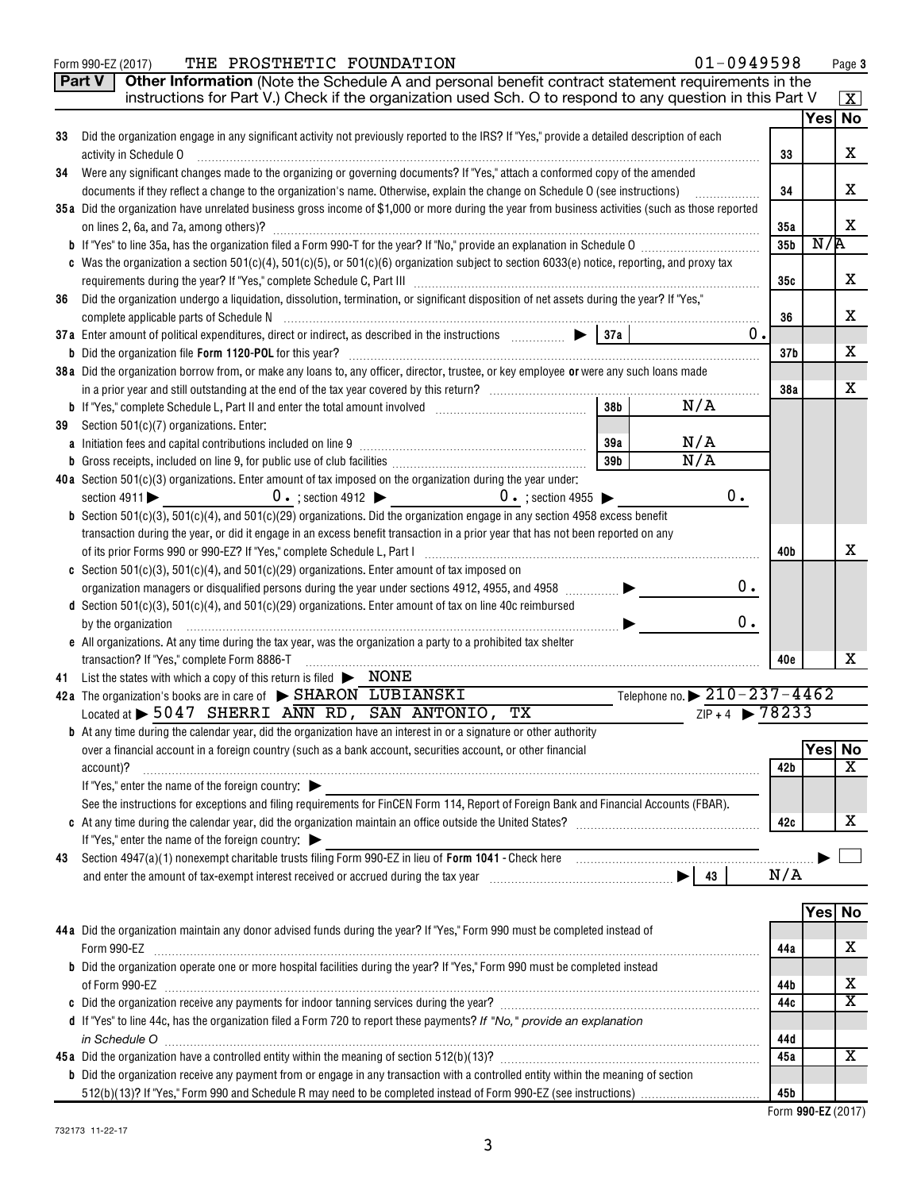Form 990-EZ (2017) THE PROSTHETIC FOUNDATION 01-0949598

**Part V** **Other Information** (Note the Schedule A and personal benefit contract statement requirements in the instructions for Part V.) Check if the organization used Sch. O to respond to any question in this Part V [X]

| | | | Yes | No |
|---|---|---|---|---|
| 33 | Did the organization engage in any significant activity not previously reported to the IRS? If "Yes," provide a detailed description of each activity in Schedule O | 33 | | X |
| 34 | Were any significant changes made to the organizing or governing documents? If "Yes," attach a conformed copy of the amended documents if they reflect a change to the organization's name. Otherwise, explain the change on Schedule O (see instructions) | 34 | | X |
| 35a | Did the organization have unrelated business gross income of $1,000 or more during the year from business activities (such as those reported on lines 2, 6a, and 7a, among others)? | 35a | | X |
| b | If "Yes" to line 35a, has the organization filed a Form 990-T for the year? If "No," provide an explanation in Schedule O | 35b | N/A | |
| c | Was the organization a section 501(c)(4), 501(c)(5), or 501(c)(6) organization subject to section 6033(e) notice, reporting, and proxy tax requirements during the year? If "Yes," complete Schedule C, Part III | 35c | | X |
| 36 | Did the organization undergo a liquidation, dissolution, termination, or significant disposition of net assets during the year? If "Yes," complete applicable parts of Schedule N | 36 | | X |
| 37a | Enter amount of political expenditures, direct or indirect, as described in the instructions ▶ 37a 0. | | | |
| b | Did the organization file **Form 1120-POL** for this year? | 37b | | X |
| 38a | Did the organization borrow from, or make any loans to, any officer, director, trustee, or key employee **or** were any such loans made in a prior year and still outstanding at the end of the tax year covered by this return? | 38a | | X |
| b | If "Yes," complete Schedule L, Part II and enter the total amount involved 38b N/A | | | |
| 39 | Section 501(c)(7) organizations. Enter: | | | |
| a | Initiation fees and capital contributions included on line 9 39a N/A | | | |
| b | Gross receipts, included on line 9, for public use of club facilities 39b N/A | | | |
| 40a | Section 501(c)(3) organizations. Enter amount of tax imposed on the organization during the year under: section 4911 ▶ 0. ; section 4912 ▶ 0. ; section 4955 ▶ 0. | | | |
| b | Section 501(c)(3), 501(c)(4), and 501(c)(29) organizations. Did the organization engage in any section 4958 excess benefit transaction during the year, or did it engage in an excess benefit transaction in a prior year that has not been reported on any of its prior Forms 990 or 990-EZ? If "Yes," complete Schedule L, Part I | 40b | | X |
| c | Section 501(c)(3), 501(c)(4), and 501(c)(29) organizations. Enter amount of tax imposed on organization managers or disqualified persons during the year under sections 4912, 4955, and 4958 ▶ 0. | | | |
| d | Section 501(c)(3), 501(c)(4), and 501(c)(29) organizations. Enter amount of tax on line 40c reimbursed by the organization ▶ 0. | | | |
| e | All organizations. At any time during the tax year, was the organization a party to a prohibited tax shelter transaction? If "Yes," complete Form 8886-T | 40e | | X |

41 List the states with which a copy of this return is filed ▶ NONE

42a The organization's books are in care of ▶ SHARON LUBIANSKI Telephone no. ▶ 210-237-4462

Located at ▶ 5047 SHERRI ANN RD, SAN ANTONIO, TX ZIP + 4 ▶ 78233

| | | | Yes | No |
|---|---|---|---|---|
| b | At any time during the calendar year, did the organization have an interest in or a signature or other authority over a financial account in a foreign country (such as a bank account, securities account, or other financial account)? If "Yes," enter the name of the foreign country: ▶ See the instructions for exceptions and filing requirements for FinCEN Form 114, Report of Foreign Bank and Financial Accounts (FBAR). | 42b | | X |
| c | At any time during the calendar year, did the organization maintain an office outside the United States? If "Yes," enter the name of the foreign country: ▶ | 42c | | X |

43 Section 4947(a)(1) nonexempt charitable trusts filing Form 990-EZ in lieu of **Form 1041** - Check here ▶ [ ] and enter the amount of tax-exempt interest received or accrued during the tax year ▶ 43 N/A

| | | | Yes | No |
|---|---|---|---|---|
| 44a | Did the organization maintain any donor advised funds during the year? If "Yes," Form 990 must be completed instead of Form 990-EZ | 44a | | X |
| b | Did the organization operate one or more hospital facilities during the year? If "Yes," Form 990 must be completed instead of Form 990-EZ | 44b | | X |
| c | Did the organization receive any payments for indoor tanning services during the year? | 44c | | X |
| d | If "Yes" to line 44c, has the organization filed a Form 720 to report these payments? *If "No," provide an explanation in Schedule O* | 44d | | |
| 45a | Did the organization have a controlled entity within the meaning of section 512(b)(13)? | 45a | | X |
| b | Did the organization receive any payment from or engage in any transaction with a controlled entity within the meaning of section 512(b)(13)? If "Yes," Form 990 and Schedule R may need to be completed instead of Form 990-EZ (see instructions) | 45b | | |

Form **990-EZ** (2017)

732173 11-22-17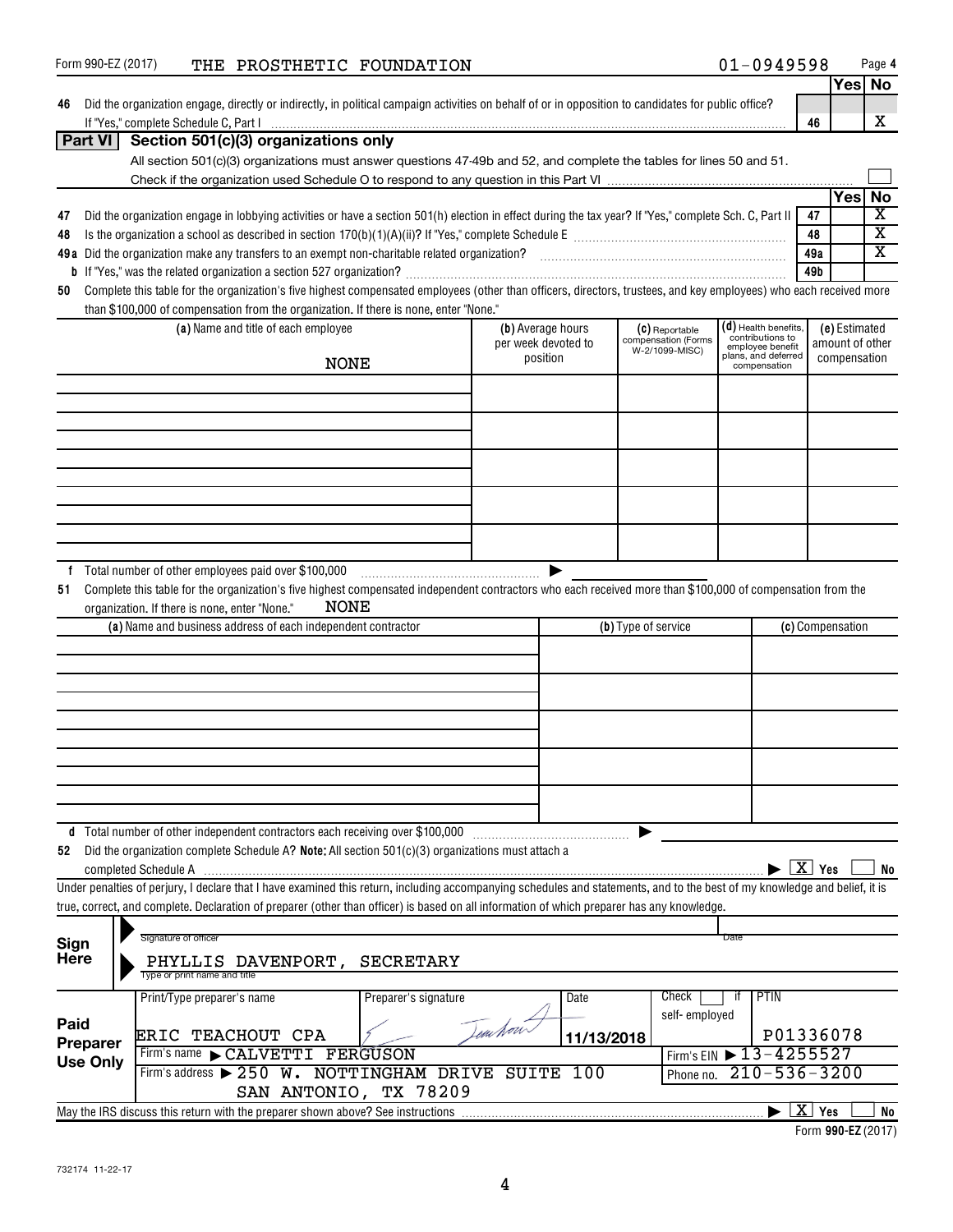Form 990-EZ (2017) THE PROSTHETIC FOUNDATION 01-0949598 Page 4

| | | | Yes | No |
|---|---|---|---|---|
| 46 | Did the organization engage, directly or indirectly, in political campaign activities on behalf of or in opposition to candidates for public office? If "Yes," complete Schedule C, Part I | 46 | | X |

## Part VI Section 501(c)(3) organizations only

All section 501(c)(3) organizations must answer questions 47-49b and 52, and complete the tables for lines 50 and 51.

Check if the organization used Schedule O to respond to any question in this Part VI ☐

| | | | Yes | No |
|---|---|---|---|---|
| 47 | Did the organization engage in lobbying activities or have a section 501(h) election in effect during the tax year? If "Yes," complete Sch. C, Part II | 47 | | X |
| 48 | Is the organization a school as described in section 170(b)(1)(A)(ii)? If "Yes," complete Schedule E | 48 | | X |
| 49a | Did the organization make any transfers to an exempt non-charitable related organization? | 49a | | X |
| b | If "Yes," was the related organization a section 527 organization? | 49b | | |

50 Complete this table for the organization's five highest compensated employees (other than officers, directors, trustees, and key employees) who each received more than $100,000 of compensation from the organization. If there is none, enter "None."

| (a) Name and title of each employee | (b) Average hours per week devoted to position | (c) Reportable compensation (Forms W-2/1099-MISC) | (d) Health benefits, contributions to employee benefit plans, and deferred compensation | (e) Estimated amount of other compensation |
|---|---|---|---|---|
| NONE | | | | |
| | | | | |
| | | | | |
| | | | | |
| | | | | |

f Total number of other employees paid over $100,000 ▶

51 Complete this table for the organization's five highest compensated independent contractors who each received more than $100,000 of compensation from the organization. If there is none, enter "None." NONE

| (a) Name and business address of each independent contractor | (b) Type of service | (c) Compensation |
|---|---|---|
| | | |
| | | |
| | | |
| | | |
| | | |

d Total number of other independent contractors each receiving over $100,000 ▶

52 Did the organization complete Schedule A? **Note:** All section 501(c)(3) organizations must attach a completed Schedule A ▶ [X] Yes [ ] No

Under penalties of perjury, I declare that I have examined this return, including accompanying schedules and statements, and to the best of my knowledge and belief, it is true, correct, and complete. Declaration of preparer (other than officer) is based on all information of which preparer has any knowledge.

**Sign Here**

Signature of officer ______ Date ______

PHYLLIS DAVENPORT, SECRETARY
Type or print name and title

**Paid Preparer Use Only**

| Print/Type preparer's name | Preparer's signature | Date | Check ☐ if self-employed | PTIN |
|---|---|---|---|---|
| ERIC TEACHOUT CPA | | 11/13/2018 | | P01336078 |
| Firm's name ▶ CALVETTI FERGUSON | | | Firm's EIN ▶ 13-4255527 | |
| Firm's address ▶ 250 W. NOTTINGHAM DRIVE SUITE 100 SAN ANTONIO, TX 78209 | | | Phone no. 210-536-3200 | |

May the IRS discuss this return with the preparer shown above? See instructions ▶ [X] Yes [ ] No

Form **990-EZ** (2017)

732174 11-22-17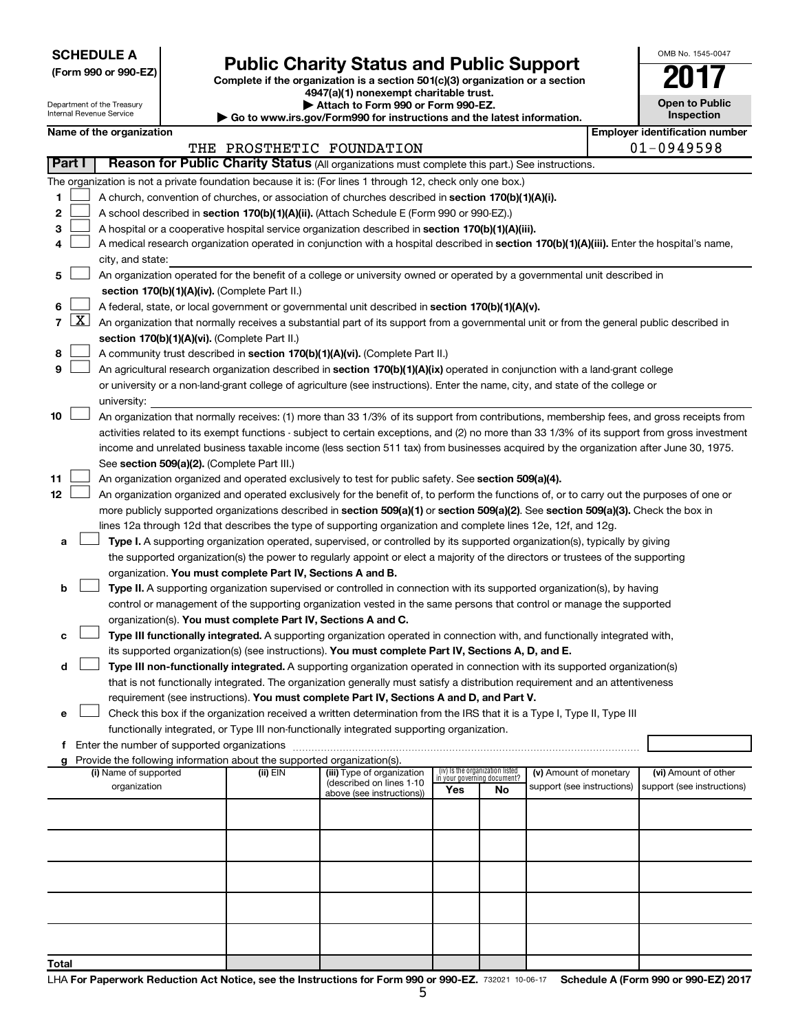**SCHEDULE A**
**(Form 990 or 990-EZ)**

Department of the Treasury
Internal Revenue Service

# Public Charity Status and Public Support

**Complete if the organization is a section 501(c)(3) organization or a section 4947(a)(1) nonexempt charitable trust.**
**▶ Attach to Form 990 or Form 990-EZ.**
**▶ Go to www.irs.gov/Form990 for instructions and the latest information.**

OMB No. 1545-0047
**2017**
**Open to Public Inspection**

**Name of the organization:** THE PROSTHETIC FOUNDATION
**Employer identification number:** 01-0949598

## Part I — Reason for Public Charity Status (All organizations must complete this part.) See instructions.

The organization is not a private foundation because it is: (For lines 1 through 12, check only one box.)

1. ☐ A church, convention of churches, or association of churches described in **section 170(b)(1)(A)(i).**
2. ☐ A school described in **section 170(b)(1)(A)(ii).** (Attach Schedule E (Form 990 or 990-EZ).)
3. ☐ A hospital or a cooperative hospital service organization described in **section 170(b)(1)(A)(iii).**
4. ☐ A medical research organization operated in conjunction with a hospital described in **section 170(b)(1)(A)(iii).** Enter the hospital's name, city, and state:
5. ☐ An organization operated for the benefit of a college or university owned or operated by a governmental unit described in **section 170(b)(1)(A)(iv).** (Complete Part II.)
6. ☐ A federal, state, or local government or governmental unit described in **section 170(b)(1)(A)(v).**
7. ☒ An organization that normally receives a substantial part of its support from a governmental unit or from the general public described in **section 170(b)(1)(A)(vi).** (Complete Part II.)
8. ☐ A community trust described in **section 170(b)(1)(A)(vi).** (Complete Part II.)
9. ☐ An agricultural research organization described in **section 170(b)(1)(A)(ix)** operated in conjunction with a land-grant college or university or a non-land-grant college of agriculture (see instructions). Enter the name, city, and state of the college or university:
10. ☐ An organization that normally receives: (1) more than 33 1/3% of its support from contributions, membership fees, and gross receipts from activities related to its exempt functions - subject to certain exceptions, and (2) no more than 33 1/3% of its support from gross investment income and unrelated business taxable income (less section 511 tax) from businesses acquired by the organization after June 30, 1975. See **section 509(a)(2).** (Complete Part III.)
11. ☐ An organization organized and operated exclusively to test for public safety. See **section 509(a)(4).**
12. ☐ An organization organized and operated exclusively for the benefit of, to perform the functions of, or to carry out the purposes of one or more publicly supported organizations described in **section 509(a)(1)** or **section 509(a)(2).** See **section 509(a)(3).** Check the box in lines 12a through 12d that describes the type of supporting organization and complete lines 12e, 12f, and 12g.
   - **a** ☐ **Type I.** A supporting organization operated, supervised, or controlled by its supported organization(s), typically by giving the supported organization(s) the power to regularly appoint or elect a majority of the directors or trustees of the supporting organization. **You must complete Part IV, Sections A and B.**
   - **b** ☐ **Type II.** A supporting organization supervised or controlled in connection with its supported organization(s), by having control or management of the supporting organization vested in the same persons that control or manage the supported organization(s). **You must complete Part IV, Sections A and C.**
   - **c** ☐ **Type III functionally integrated.** A supporting organization operated in connection with, and functionally integrated with, its supported organization(s) (see instructions). **You must complete Part IV, Sections A, D, and E.**
   - **d** ☐ **Type III non-functionally integrated.** A supporting organization operated in connection with its supported organization(s) that is not functionally integrated. The organization generally must satisfy a distribution requirement and an attentiveness requirement (see instructions). **You must complete Part IV, Sections A and D, and Part V.**
   - **e** ☐ Check this box if the organization received a written determination from the IRS that it is a Type I, Type II, Type III functionally integrated, or Type III non-functionally integrated supporting organization.
   - **f** Enter the number of supported organizations
   - **g** Provide the following information about the supported organization(s).

| (i) Name of supported organization | (ii) EIN | (iii) Type of organization (described on lines 1-10 above (see instructions)) | (iv) Is the organization listed in your governing document? Yes | No | (v) Amount of monetary support (see instructions) | (vi) Amount of other support (see instructions) |
|---|---|---|---|---|---|---|
| | | | | | | |
| | | | | | | |
| | | | | | | |
| | | | | | | |
| | | | | | | |
| **Total** | | | | | | |

LHA **For Paperwork Reduction Act Notice, see the Instructions for Form 990 or 990-EZ.** 732021 10-06-17 **Schedule A (Form 990 or 990-EZ) 2017**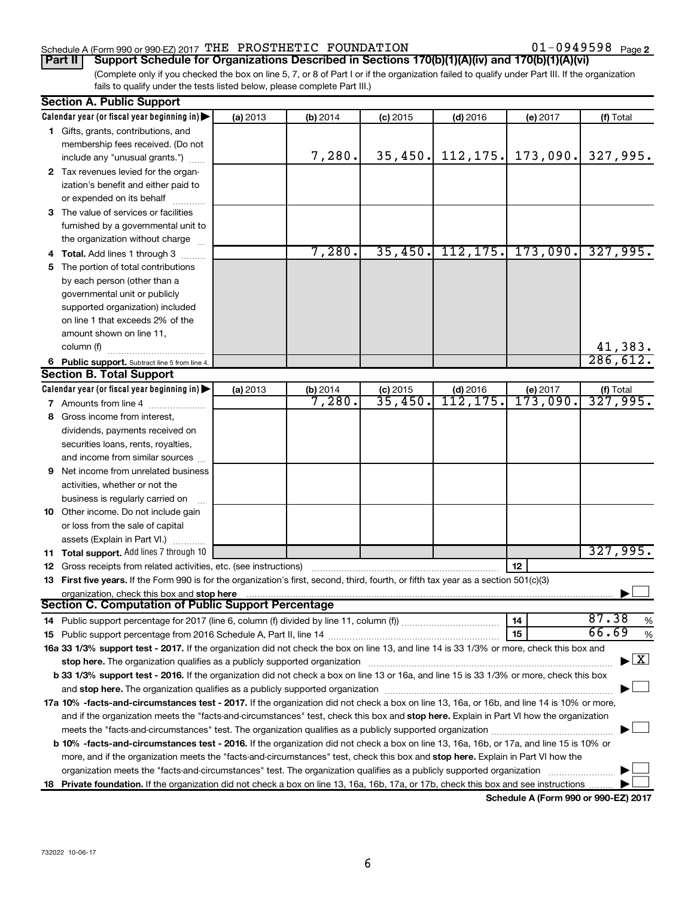Schedule A (Form 990 or 990-EZ) 2017 THE PROSTHETIC FOUNDATION 01-0949598 Page **2**

**Part II** **Support Schedule for Organizations Described in Sections 170(b)(1)(A)(iv) and 170(b)(1)(A)(vi)**

(Complete only if you checked the box on line 5, 7, or 8 of Part I or if the organization failed to qualify under Part III. If the organization fails to qualify under the tests listed below, please complete Part III.)

### Section A. Public Support

| Calendar year (or fiscal year beginning in) ▶ | (a) 2013 | (b) 2014 | (c) 2015 | (d) 2016 | (e) 2017 | (f) Total |
|---|---|---|---|---|---|---|
| **1** Gifts, grants, contributions, and membership fees received. (Do not include any "unusual grants.") | | 7,280. | 35,450. | 112,175. | 173,090. | 327,995. |
| **2** Tax revenues levied for the organization's benefit and either paid to or expended on its behalf | | | | | | |
| **3** The value of services or facilities furnished by a governmental unit to the organization without charge | | | | | | |
| **4 Total.** Add lines 1 through 3 | | 7,280. | 35,450. | 112,175. | 173,090. | 327,995. |
| **5** The portion of total contributions by each person (other than a governmental unit or publicly supported organization) included on line 1 that exceeds 2% of the amount shown on line 11, column (f) | | | | | | 41,383. |
| **6 Public support.** Subtract line 5 from line 4. | | | | | | 286,612. |

### Section B. Total Support

| Calendar year (or fiscal year beginning in) ▶ | (a) 2013 | (b) 2014 | (c) 2015 | (d) 2016 | (e) 2017 | (f) Total |
|---|---|---|---|---|---|---|
| **7** Amounts from line 4 | | 7,280. | 35,450. | 112,175. | 173,090. | 327,995. |
| **8** Gross income from interest, dividends, payments received on securities loans, rents, royalties, and income from similar sources | | | | | | |
| **9** Net income from unrelated business activities, whether or not the business is regularly carried on | | | | | | |
| **10** Other income. Do not include gain or loss from the sale of capital assets (Explain in Part VI.) | | | | | | |
| **11 Total support.** Add lines 7 through 10 | | | | | | 327,995. |

**12** Gross receipts from related activities, etc. (see instructions) | **12** |

**13 First five years.** If the Form 990 is for the organization's first, second, third, fourth, or fifth tax year as a section 501(c)(3) organization, check this box and **stop here** ▶ ☐

### Section C. Computation of Public Support Percentage

**14** Public support percentage for 2017 (line 6, column (f) divided by line 11, column (f)) | **14** | 87.38 %

**15** Public support percentage from 2016 Schedule A, Part II, line 14 | **15** | 66.69 %

**16a 33 1/3% support test - 2017.** If the organization did not check the box on line 13, and line 14 is 33 1/3% or more, check this box and **stop here.** The organization qualifies as a publicly supported organization ▶ ☒

**b 33 1/3% support test - 2016.** If the organization did not check a box on line 13 or 16a, and line 15 is 33 1/3% or more, check this box and **stop here.** The organization qualifies as a publicly supported organization ▶ ☐

**17a 10% -facts-and-circumstances test - 2017.** If the organization did not check a box on line 13, 16a, or 16b, and line 14 is 10% or more, and if the organization meets the "facts-and-circumstances" test, check this box and **stop here.** Explain in Part VI how the organization meets the "facts-and-circumstances" test. The organization qualifies as a publicly supported organization ▶ ☐

**b 10% -facts-and-circumstances test - 2016.** If the organization did not check a box on line 13, 16a, 16b, or 17a, and line 15 is 10% or more, and if the organization meets the "facts-and-circumstances" test, check this box and **stop here.** Explain in Part VI how the organization meets the "facts-and-circumstances" test. The organization qualifies as a publicly supported organization ▶ ☐

**18 Private foundation.** If the organization did not check a box on line 13, 16a, 16b, 17a, or 17b, check this box and see instructions ▶ ☐

**Schedule A (Form 990 or 990-EZ) 2017**

732022 10-06-17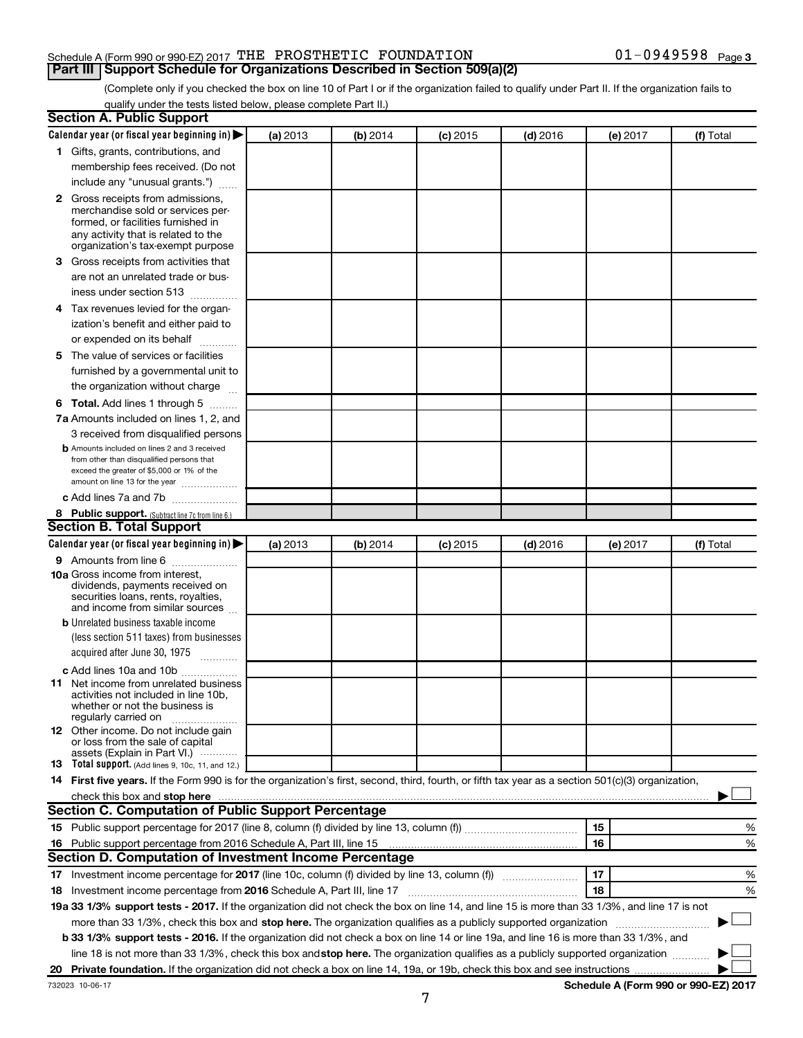Schedule A (Form 990 or 990-EZ) 2017 THE PROSTHETIC FOUNDATION 01-0949598 Page 3

## Part III Support Schedule for Organizations Described in Section 509(a)(2)

(Complete only if you checked the box on line 10 of Part I or if the organization failed to qualify under Part II. If the organization fails to qualify under the tests listed below, please complete Part II.)

### Section A. Public Support

| Calendar year (or fiscal year beginning in) ▶ | (a) 2013 | (b) 2014 | (c) 2015 | (d) 2016 | (e) 2017 | (f) Total |
|---|---|---|---|---|---|---|
| 1 Gifts, grants, contributions, and membership fees received. (Do not include any "unusual grants.") | | | | | | |
| 2 Gross receipts from admissions, merchandise sold or services performed, or facilities furnished in any activity that is related to the organization's tax-exempt purpose | | | | | | |
| 3 Gross receipts from activities that are not an unrelated trade or business under section 513 | | | | | | |
| 4 Tax revenues levied for the organization's benefit and either paid to or expended on its behalf | | | | | | |
| 5 The value of services or facilities furnished by a governmental unit to the organization without charge | | | | | | |
| 6 Total. Add lines 1 through 5 | | | | | | |
| 7a Amounts included on lines 1, 2, and 3 received from disqualified persons | | | | | | |
| b Amounts included on lines 2 and 3 received from other than disqualified persons that exceed the greater of $5,000 or 1% of the amount on line 13 for the year | | | | | | |
| c Add lines 7a and 7b | | | | | | |
| 8 Public support. (Subtract line 7c from line 6.) | | | | | | |

### Section B. Total Support

| Calendar year (or fiscal year beginning in) ▶ | (a) 2013 | (b) 2014 | (c) 2015 | (d) 2016 | (e) 2017 | (f) Total |
|---|---|---|---|---|---|---|
| 9 Amounts from line 6 | | | | | | |
| 10a Gross income from interest, dividends, payments received on securities loans, rents, royalties, and income from similar sources | | | | | | |
| b Unrelated business taxable income (less section 511 taxes) from businesses acquired after June 30, 1975 | | | | | | |
| c Add lines 10a and 10b | | | | | | |
| 11 Net income from unrelated business activities not included in line 10b, whether or not the business is regularly carried on | | | | | | |
| 12 Other income. Do not include gain or loss from the sale of capital assets (Explain in Part VI.) | | | | | | |
| 13 Total support. (Add lines 9, 10c, 11, and 12.) | | | | | | |

**14 First five years.** If the Form 990 is for the organization's first, second, third, fourth, or fifth tax year as a section 501(c)(3) organization, check this box and **stop here** ▶ ☐

### Section C. Computation of Public Support Percentage

| | | | |
|---|---|---|---|
| 15 | Public support percentage for 2017 (line 8, column (f) divided by line 13, column (f)) | 15 | % |
| 16 | Public support percentage from 2016 Schedule A, Part III, line 15 | 16 | % |

### Section D. Computation of Investment Income Percentage

| | | | |
|---|---|---|---|
| 17 | Investment income percentage for **2017** (line 10c, column (f) divided by line 13, column (f)) | 17 | % |
| 18 | Investment income percentage from **2016** Schedule A, Part III, line 17 | 18 | % |

**19a 33 1/3% support tests - 2017.** If the organization did not check the box on line 14, and line 15 is more than 33 1/3%, and line 17 is not more than 33 1/3%, check this box and **stop here.** The organization qualifies as a publicly supported organization ▶ ☐

**b 33 1/3% support tests - 2016.** If the organization did not check a box on line 14 or line 19a, and line 16 is more than 33 1/3%, and line 18 is not more than 33 1/3%, check this box and **stop here.** The organization qualifies as a publicly supported organization ▶ ☐

**20 Private foundation.** If the organization did not check a box on line 14, 19a, or 19b, check this box and see instructions ▶ ☐

732023 10-06-17 **Schedule A (Form 990 or 990-EZ) 2017**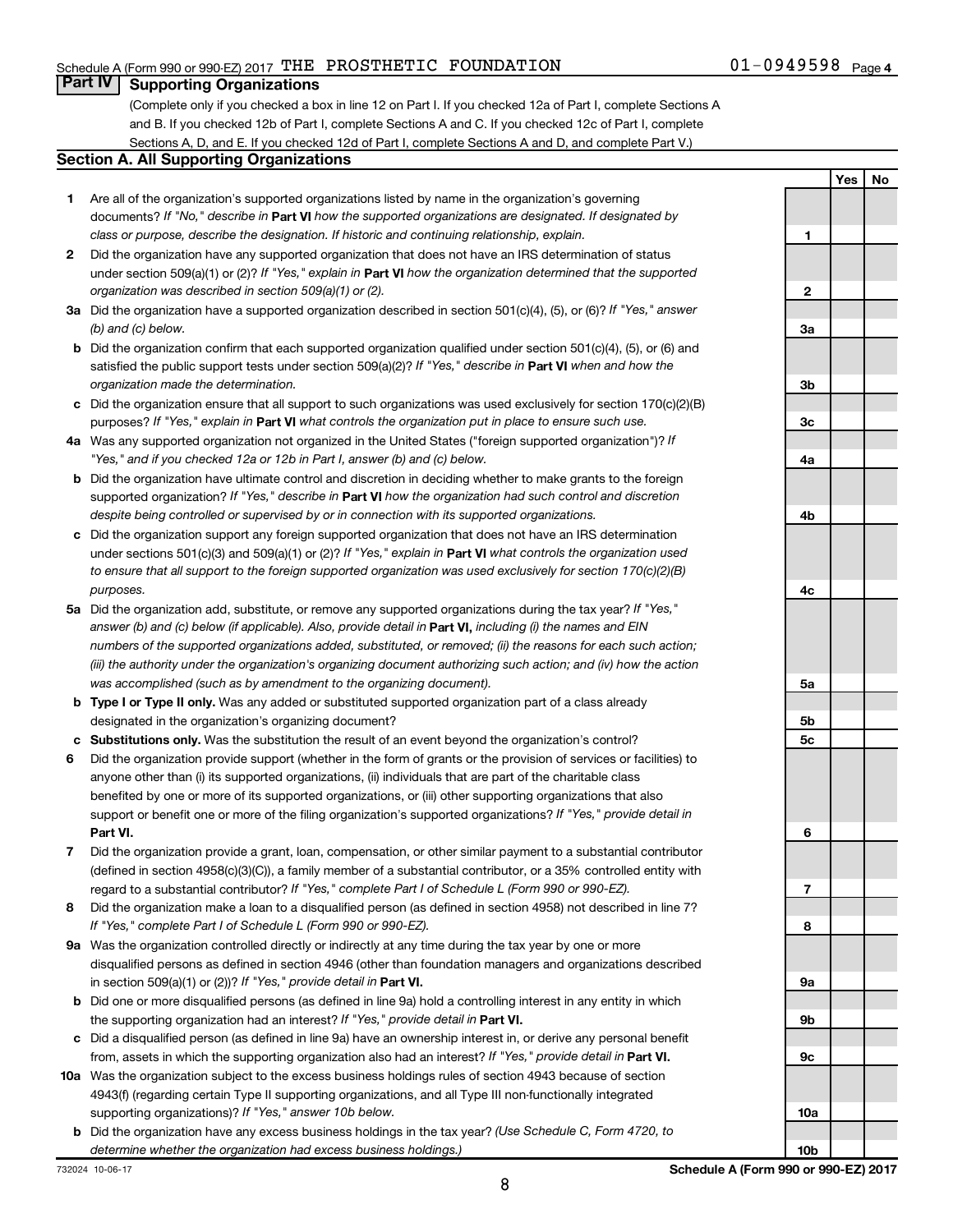## Part IV Supporting Organizations

(Complete only if you checked a box in line 12 on Part I. If you checked 12a of Part I, complete Sections A and B. If you checked 12b of Part I, complete Sections A and C. If you checked 12c of Part I, complete Sections A, D, and E. If you checked 12d of Part I, complete Sections A and D, and complete Part V.)

### Section A. All Supporting Organizations

| | | Line | Yes | No |
|---|---|---|---|---|
| **1** | Are all of the organization's supported organizations listed by name in the organization's governing documents? *If "No," describe in* **Part VI** *how the supported organizations are designated. If designated by class or purpose, describe the designation. If historic and continuing relationship, explain.* | 1 | | |
| **2** | Did the organization have any supported organization that does not have an IRS determination of status under section 509(a)(1) or (2)? *If "Yes," explain in* **Part VI** *how the organization determined that the supported organization was described in section 509(a)(1) or (2).* | 2 | | |
| **3a** | Did the organization have a supported organization described in section 501(c)(4), (5), or (6)? *If "Yes," answer (b) and (c) below.* | 3a | | |
| **b** | Did the organization confirm that each supported organization qualified under section 501(c)(4), (5), or (6) and satisfied the public support tests under section 509(a)(2)? *If "Yes," describe in* **Part VI** *when and how the organization made the determination.* | 3b | | |
| **c** | Did the organization ensure that all support to such organizations was used exclusively for section 170(c)(2)(B) purposes? *If "Yes," explain in* **Part VI** *what controls the organization put in place to ensure such use.* | 3c | | |
| **4a** | Was any supported organization not organized in the United States ("foreign supported organization")? *If "Yes," and if you checked 12a or 12b in Part I, answer (b) and (c) below.* | 4a | | |
| **b** | Did the organization have ultimate control and discretion in deciding whether to make grants to the foreign supported organization? *If "Yes," describe in* **Part VI** *how the organization had such control and discretion despite being controlled or supervised by or in connection with its supported organizations.* | 4b | | |
| **c** | Did the organization support any foreign supported organization that does not have an IRS determination under sections 501(c)(3) and 509(a)(1) or (2)? *If "Yes," explain in* **Part VI** *what controls the organization used to ensure that all support to the foreign supported organization was used exclusively for section 170(c)(2)(B) purposes.* | 4c | | |
| **5a** | Did the organization add, substitute, or remove any supported organizations during the tax year? *If "Yes," answer (b) and (c) below (if applicable). Also, provide detail in* **Part VI,** *including (i) the names and EIN numbers of the supported organizations added, substituted, or removed; (ii) the reasons for each such action; (iii) the authority under the organization's organizing document authorizing such action; and (iv) how the action was accomplished (such as by amendment to the organizing document).* | 5a | | |
| **b** | **Type I or Type II only.** Was any added or substituted supported organization part of a class already designated in the organization's organizing document? | 5b | | |
| **c** | **Substitutions only.** Was the substitution the result of an event beyond the organization's control? | 5c | | |
| **6** | Did the organization provide support (whether in the form of grants or the provision of services or facilities) to anyone other than (i) its supported organizations, (ii) individuals that are part of the charitable class benefited by one or more of its supported organizations, or (iii) other supporting organizations that also support or benefit one or more of the filing organization's supported organizations? *If "Yes," provide detail in* **Part VI.** | 6 | | |
| **7** | Did the organization provide a grant, loan, compensation, or other similar payment to a substantial contributor (defined in section 4958(c)(3)(C)), a family member of a substantial contributor, or a 35% controlled entity with regard to a substantial contributor? *If "Yes," complete Part I of Schedule L (Form 990 or 990-EZ).* | 7 | | |
| **8** | Did the organization make a loan to a disqualified person (as defined in section 4958) not described in line 7? *If "Yes," complete Part I of Schedule L (Form 990 or 990-EZ).* | 8 | | |
| **9a** | Was the organization controlled directly or indirectly at any time during the tax year by one or more disqualified persons as defined in section 4946 (other than foundation managers and organizations described in section 509(a)(1) or (2))? *If "Yes," provide detail in* **Part VI.** | 9a | | |
| **b** | Did one or more disqualified persons (as defined in line 9a) hold a controlling interest in any entity in which the supporting organization had an interest? *If "Yes," provide detail in* **Part VI.** | 9b | | |
| **c** | Did a disqualified person (as defined in line 9a) have an ownership interest in, or derive any personal benefit from, assets in which the supporting organization also had an interest? *If "Yes," provide detail in* **Part VI.** | 9c | | |
| **10a** | Was the organization subject to the excess business holdings rules of section 4943 because of section 4943(f) (regarding certain Type II supporting organizations, and all Type III non-functionally integrated supporting organizations)? *If "Yes," answer 10b below.* | 10a | | |
| **b** | Did the organization have any excess business holdings in the tax year? *(Use Schedule C, Form 4720, to determine whether the organization had excess business holdings.)* | 10b | | |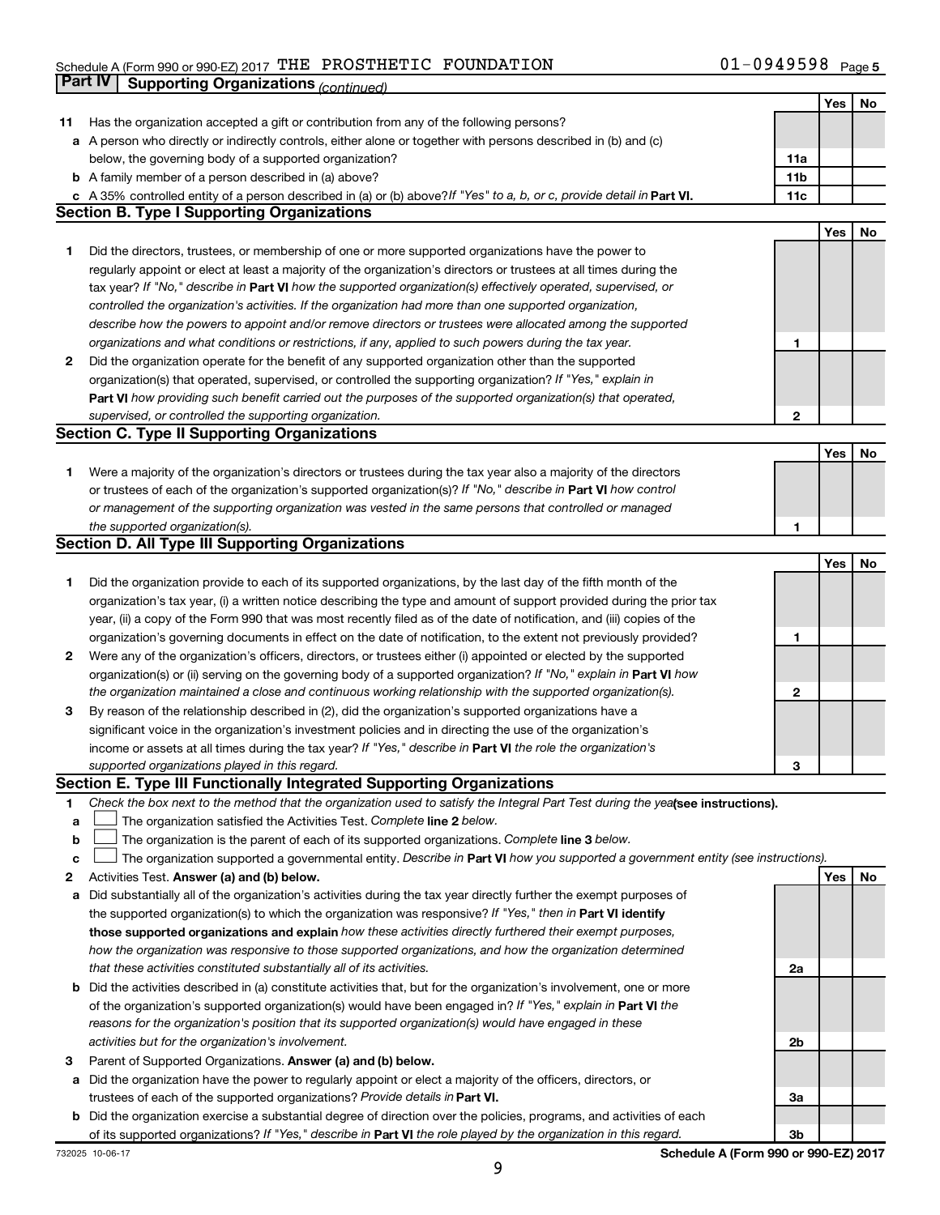Schedule A (Form 990 or 990-EZ) 2017 THE PROSTHETIC FOUNDATION 01-0949598 Page 5

## Part IV Supporting Organizations *(continued)*

| | | | Yes | No |
|---|---|---|---|---|
| **11** | Has the organization accepted a gift or contribution from any of the following persons? | | | |
| **a** | A person who directly or indirectly controls, either alone or together with persons described in (b) and (c) below, the governing body of a supported organization? | 11a | | |
| **b** | A family member of a person described in (a) above? | 11b | | |
| **c** | A 35% controlled entity of a person described in (a) or (b) above? *If "Yes" to a, b, or c, provide detail in* **Part VI.** | 11c | | |

### Section B. Type I Supporting Organizations

| | | | Yes | No |
|---|---|---|---|---|
| **1** | Did the directors, trustees, or membership of one or more supported organizations have the power to regularly appoint or elect at least a majority of the organization's directors or trustees at all times during the tax year? *If "No," describe in* **Part VI** *how the supported organization(s) effectively operated, supervised, or controlled the organization's activities. If the organization had more than one supported organization, describe how the powers to appoint and/or remove directors or trustees were allocated among the supported organizations and what conditions or restrictions, if any, applied to such powers during the tax year.* | 1 | | |
| **2** | Did the organization operate for the benefit of any supported organization other than the supported organization(s) that operated, supervised, or controlled the supporting organization? *If "Yes," explain in* **Part VI** *how providing such benefit carried out the purposes of the supported organization(s) that operated, supervised, or controlled the supporting organization.* | 2 | | |

### Section C. Type II Supporting Organizations

| | | | Yes | No |
|---|---|---|---|---|
| **1** | Were a majority of the organization's directors or trustees during the tax year also a majority of the directors or trustees of each of the organization's supported organization(s)? *If "No," describe in* **Part VI** *how control or management of the supporting organization was vested in the same persons that controlled or managed the supported organization(s).* | 1 | | |

### Section D. All Type III Supporting Organizations

| | | | Yes | No |
|---|---|---|---|---|
| **1** | Did the organization provide to each of its supported organizations, by the last day of the fifth month of the organization's tax year, (i) a written notice describing the type and amount of support provided during the prior tax year, (ii) a copy of the Form 990 that was most recently filed as of the date of notification, and (iii) copies of the organization's governing documents in effect on the date of notification, to the extent not previously provided? | 1 | | |
| **2** | Were any of the organization's officers, directors, or trustees either (i) appointed or elected by the supported organization(s) or (ii) serving on the governing body of a supported organization? *If "No," explain in* **Part VI** *how the organization maintained a close and continuous working relationship with the supported organization(s).* | 2 | | |
| **3** | By reason of the relationship described in (2), did the organization's supported organizations have a significant voice in the organization's investment policies and in directing the use of the organization's income or assets at all times during the tax year? *If "Yes," describe in* **Part VI** *the role the organization's supported organizations played in this regard.* | 3 | | |

### Section E. Type III Functionally Integrated Supporting Organizations

**1** *Check the box next to the method that the organization used to satisfy the Integral Part Test during the year* **(see instructions).**

**a** ☐ The organization satisfied the Activities Test. *Complete* **line 2** *below.*

**b** ☐ The organization is the parent of each of its supported organizations. *Complete* **line 3** *below.*

**c** ☐ The organization supported a governmental entity. *Describe in* **Part VI** *how you supported a government entity (see instructions).*

| | | | Yes | No |
|---|---|---|---|---|
| **2** | Activities Test. **Answer (a) and (b) below.** | | | |
| **a** | Did substantially all of the organization's activities during the tax year directly further the exempt purposes of the supported organization(s) to which the organization was responsive? *If "Yes," then in* **Part VI identify those supported organizations and explain** *how these activities directly furthered their exempt purposes, how the organization was responsive to those supported organizations, and how the organization determined that these activities constituted substantially all of its activities.* | 2a | | |
| **b** | Did the activities described in (a) constitute activities that, but for the organization's involvement, one or more of the organization's supported organization(s) would have been engaged in? *If "Yes," explain in* **Part VI** *the reasons for the organization's position that its supported organization(s) would have engaged in these activities but for the organization's involvement.* | 2b | | |
| **3** | Parent of Supported Organizations. **Answer (a) and (b) below.** | | | |
| **a** | Did the organization have the power to regularly appoint or elect a majority of the officers, directors, or trustees of each of the supported organizations? *Provide details in* **Part VI.** | 3a | | |
| **b** | Did the organization exercise a substantial degree of direction over the policies, programs, and activities of each of its supported organizations? *If "Yes," describe in* **Part VI** *the role played by the organization in this regard.* | 3b | | |

732025 10-06-17 **Schedule A (Form 990 or 990-EZ) 2017**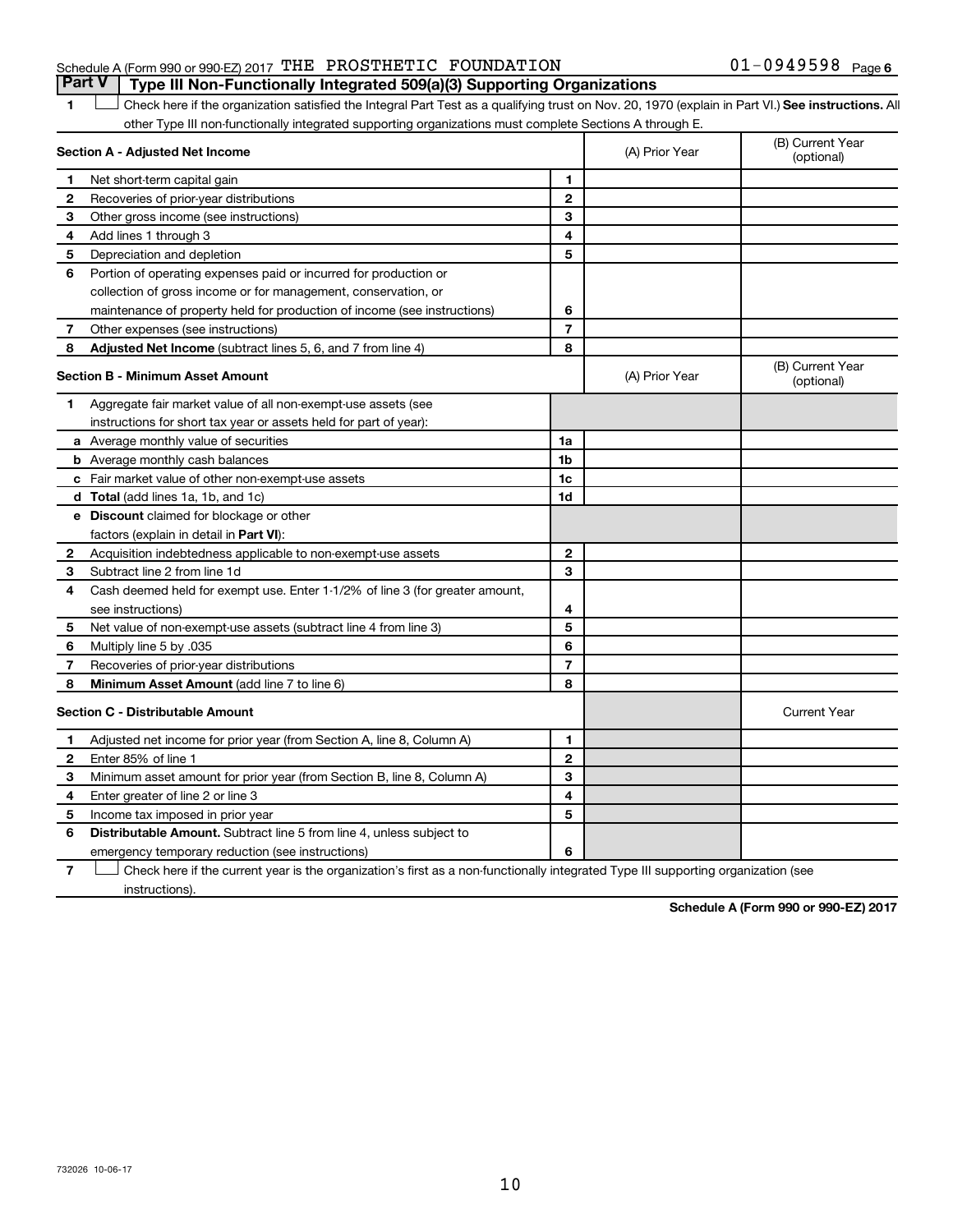Schedule A (Form 990 or 990-EZ) 2017 THE PROSTHETIC FOUNDATION 01-0949598 Page 6

## Part V Type III Non-Functionally Integrated 509(a)(3) Supporting Organizations

1 ☐ Check here if the organization satisfied the Integral Part Test as a qualifying trust on Nov. 20, 1970 (explain in Part VI.) **See instructions.** All other Type III non-functionally integrated supporting organizations must complete Sections A through E.

| **Section A - Adjusted Net Income** | | | (A) Prior Year | (B) Current Year (optional) |
|---|---|---|---|---|
| 1 | Net short-term capital gain | 1 | | |
| 2 | Recoveries of prior-year distributions | 2 | | |
| 3 | Other gross income (see instructions) | 3 | | |
| 4 | Add lines 1 through 3 | 4 | | |
| 5 | Depreciation and depletion | 5 | | |
| 6 | Portion of operating expenses paid or incurred for production or collection of gross income or for management, conservation, or maintenance of property held for production of income (see instructions) | 6 | | |
| 7 | Other expenses (see instructions) | 7 | | |
| 8 | **Adjusted Net Income** (subtract lines 5, 6, and 7 from line 4) | 8 | | |

| **Section B - Minimum Asset Amount** | | | (A) Prior Year | (B) Current Year (optional) |
|---|---|---|---|---|
| 1 | Aggregate fair market value of all non-exempt-use assets (see instructions for short tax year or assets held for part of year): | | | |
| a | Average monthly value of securities | 1a | | |
| b | Average monthly cash balances | 1b | | |
| c | Fair market value of other non-exempt-use assets | 1c | | |
| d | **Total** (add lines 1a, 1b, and 1c) | 1d | | |
| e | **Discount** claimed for blockage or other factors (explain in detail in **Part VI**): | | | |
| 2 | Acquisition indebtedness applicable to non-exempt-use assets | 2 | | |
| 3 | Subtract line 2 from line 1d | 3 | | |
| 4 | Cash deemed held for exempt use. Enter 1-1/2% of line 3 (for greater amount, see instructions) | 4 | | |
| 5 | Net value of non-exempt-use assets (subtract line 4 from line 3) | 5 | | |
| 6 | Multiply line 5 by .035 | 6 | | |
| 7 | Recoveries of prior-year distributions | 7 | | |
| 8 | **Minimum Asset Amount** (add line 7 to line 6) | 8 | | |

| **Section C - Distributable Amount** | | | | Current Year |
|---|---|---|---|---|
| 1 | Adjusted net income for prior year (from Section A, line 8, Column A) | 1 | | |
| 2 | Enter 85% of line 1 | 2 | | |
| 3 | Minimum asset amount for prior year (from Section B, line 8, Column A) | 3 | | |
| 4 | Enter greater of line 2 or line 3 | 4 | | |
| 5 | Income tax imposed in prior year | 5 | | |
| 6 | **Distributable Amount.** Subtract line 5 from line 4, unless subject to emergency temporary reduction (see instructions) | 6 | | |

7 ☐ Check here if the current year is the organization's first as a non-functionally integrated Type III supporting organization (see instructions).

**Schedule A (Form 990 or 990-EZ) 2017**

732026 10-06-17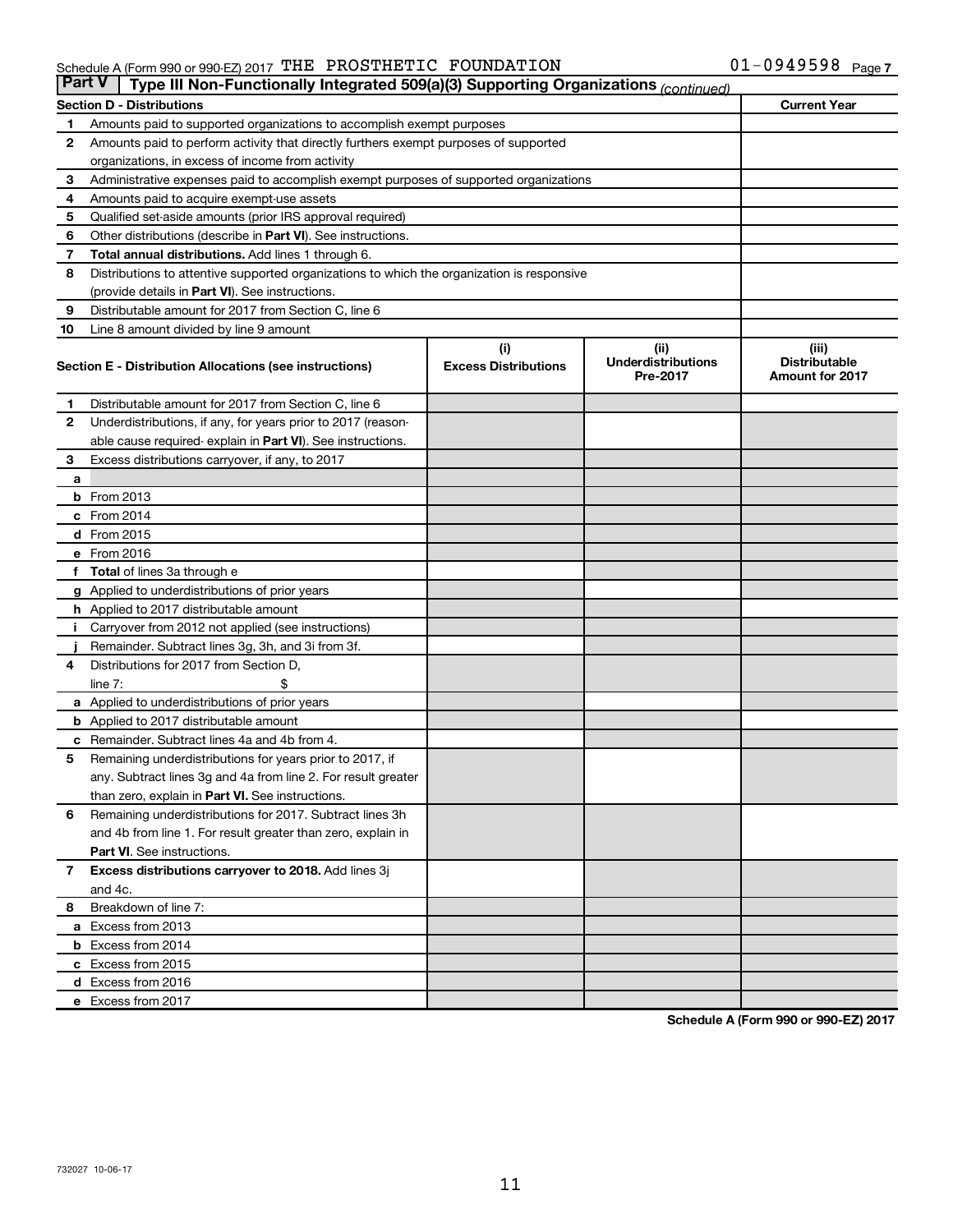Schedule A (Form 990 or 990-EZ) 2017 THE PROSTHETIC FOUNDATION 01-0949598 Page 7

## Part V | Type III Non-Functionally Integrated 509(a)(3) Supporting Organizations *(continued)*

| Section D - Distributions | | Current Year |
|---|---|---|
| 1 | Amounts paid to supported organizations to accomplish exempt purposes | |
| 2 | Amounts paid to perform activity that directly furthers exempt purposes of supported organizations, in excess of income from activity | |
| 3 | Administrative expenses paid to accomplish exempt purposes of supported organizations | |
| 4 | Amounts paid to acquire exempt-use assets | |
| 5 | Qualified set-aside amounts (prior IRS approval required) | |
| 6 | Other distributions (describe in **Part VI**). See instructions. | |
| 7 | **Total annual distributions.** Add lines 1 through 6. | |
| 8 | Distributions to attentive supported organizations to which the organization is responsive (provide details in **Part VI**). See instructions. | |
| 9 | Distributable amount for 2017 from Section C, line 6 | |
| 10 | Line 8 amount divided by line 9 amount | |

| | Section E - Distribution Allocations (see instructions) | (i) Excess Distributions | (ii) Underdistributions Pre-2017 | (iii) Distributable Amount for 2017 |
|---|---|---|---|---|
| 1 | Distributable amount for 2017 from Section C, line 6 | | | |
| 2 | Underdistributions, if any, for years prior to 2017 (reasonable cause required- explain in **Part VI**). See instructions. | | | |
| 3 | Excess distributions carryover, if any, to 2017 | | | |
| a | | | | |
| b | From 2013 | | | |
| c | From 2014 | | | |
| d | From 2015 | | | |
| e | From 2016 | | | |
| f | **Total** of lines 3a through e | | | |
| g | Applied to underdistributions of prior years | | | |
| h | Applied to 2017 distributable amount | | | |
| i | Carryover from 2012 not applied (see instructions) | | | |
| j | Remainder. Subtract lines 3g, 3h, and 3i from 3f. | | | |
| 4 | Distributions for 2017 from Section D, line 7: $ | | | |
| a | Applied to underdistributions of prior years | | | |
| b | Applied to 2017 distributable amount | | | |
| c | Remainder. Subtract lines 4a and 4b from 4. | | | |
| 5 | Remaining underdistributions for years prior to 2017, if any. Subtract lines 3g and 4a from line 2. For result greater than zero, explain in **Part VI.** See instructions. | | | |
| 6 | Remaining underdistributions for 2017. Subtract lines 3h and 4b from line 1. For result greater than zero, explain in **Part VI**. See instructions. | | | |
| 7 | **Excess distributions carryover to 2018.** Add lines 3j and 4c. | | | |
| 8 | Breakdown of line 7: | | | |
| a | Excess from 2013 | | | |
| b | Excess from 2014 | | | |
| c | Excess from 2015 | | | |
| d | Excess from 2016 | | | |
| e | Excess from 2017 | | | |

**Schedule A (Form 990 or 990-EZ) 2017**

732027 10-06-17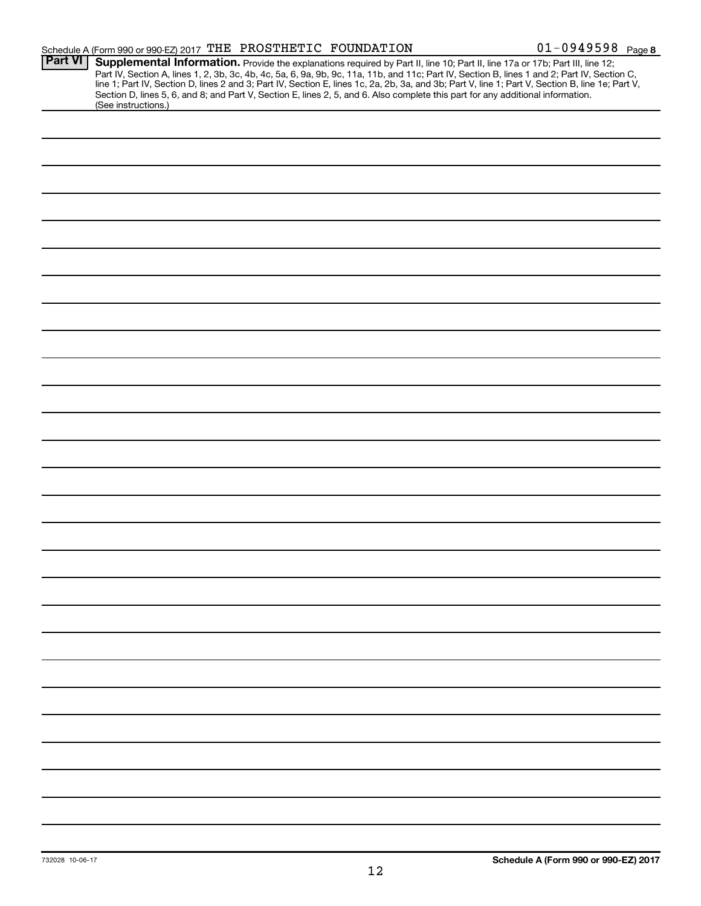Schedule A (Form 990 or 990-EZ) 2017 THE PROSTHETIC FOUNDATION 01-0949598 Page **8**

**Part VI** **Supplemental Information.** Provide the explanations required by Part II, line 10; Part II, line 17a or 17b; Part III, line 12; Part IV, Section A, lines 1, 2, 3b, 3c, 4b, 4c, 5a, 6, 9a, 9b, 9c, 11a, 11b, and 11c; Part IV, Section B, lines 1 and 2; Part IV, Section C, line 1; Part IV, Section D, lines 2 and 3; Part IV, Section E, lines 1c, 2a, 2b, 3a, and 3b; Part V, line 1; Part V, Section B, line 1e; Part V, Section D, lines 5, 6, and 8; and Part V, Section E, lines 2, 5, and 6. Also complete this part for any additional information. (See instructions.)

732028 10-06-17

**Schedule A (Form 990 or 990-EZ) 2017**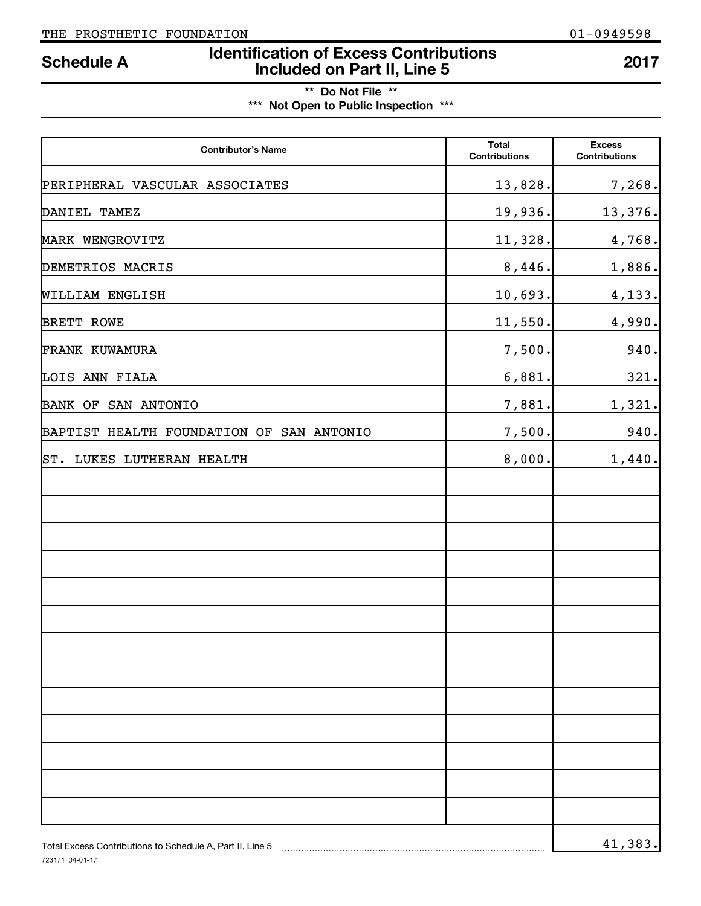THE PROSTHETIC FOUNDATION 01-0949598

# Schedule A — Identification of Excess Contributions Included on Part II, Line 5 — 2017

**\*\* Do Not File \*\***

**\*\*\* Not Open to Public Inspection \*\*\***

| Contributor's Name | Total Contributions | Excess Contributions |
|---|---|---|
| PERIPHERAL VASCULAR ASSOCIATES | 13,828. | 7,268. |
| DANIEL TAMEZ | 19,936. | 13,376. |
| MARK WENGROVITZ | 11,328. | 4,768. |
| DEMETRIOS MACRIS | 8,446. | 1,886. |
| WILLIAM ENGLISH | 10,693. | 4,133. |
| BRETT ROWE | 11,550. | 4,990. |
| FRANK KUWAMURA | 7,500. | 940. |
| LOIS ANN FIALA | 6,881. | 321. |
| BANK OF SAN ANTONIO | 7,881. | 1,321. |
| BAPTIST HEALTH FOUNDATION OF SAN ANTONIO | 7,500. | 940. |
| ST. LUKES LUTHERAN HEALTH | 8,000. | 1,440. |

Total Excess Contributions to Schedule A, Part II, Line 5 ........ 41,383.

723171 04-01-17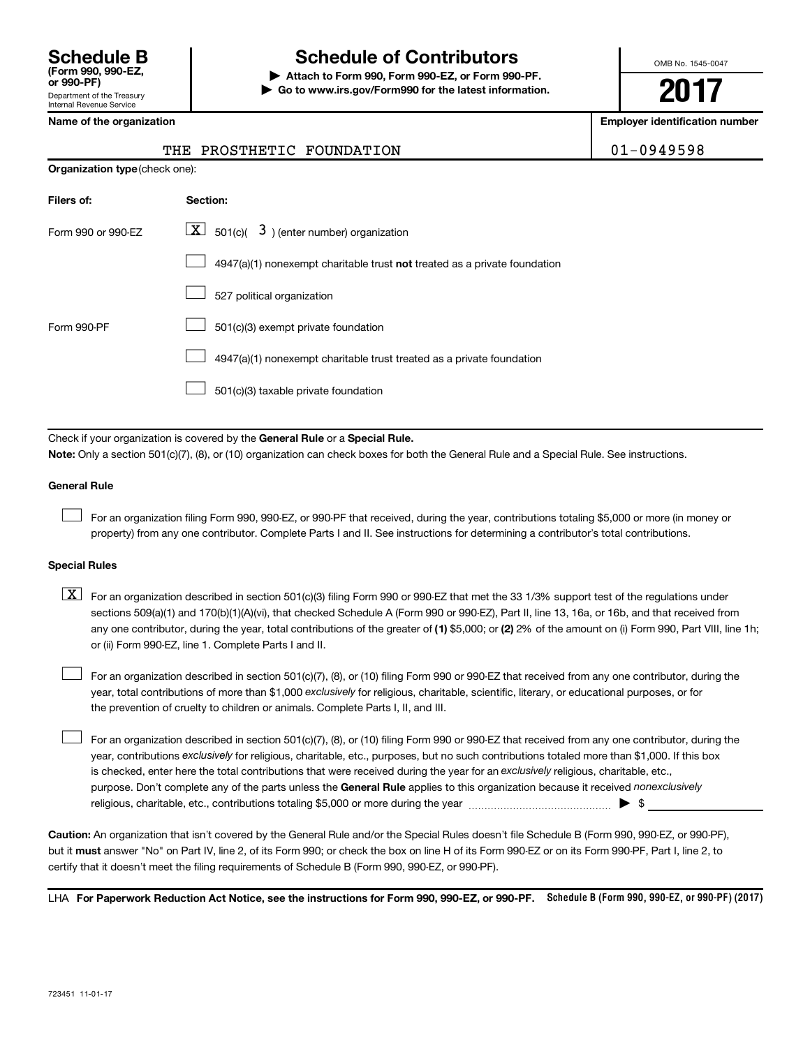# Schedule B (Form 990, 990-EZ, or 990-PF)

Department of the Treasury
Internal Revenue Service

## Schedule of Contributors

▶ **Attach to Form 990, Form 990-EZ, or Form 990-PF.**
▶ **Go to www.irs.gov/Form990 for the latest information.**

OMB No. 1545-0047

**2017**

| Name of the organization | Employer identification number |
|---|---|
| THE PROSTHETIC FOUNDATION | 01-0949598 |

**Organization type** (check one):

| Filers of: | Section: |
|---|---|
| Form 990 or 990-EZ | [X] 501(c)( 3 ) (enter number) organization |
| | [ ] 4947(a)(1) nonexempt charitable trust **not** treated as a private foundation |
| | [ ] 527 political organization |
| Form 990-PF | [ ] 501(c)(3) exempt private foundation |
| | [ ] 4947(a)(1) nonexempt charitable trust treated as a private foundation |
| | [ ] 501(c)(3) taxable private foundation |

Check if your organization is covered by the **General Rule** or a **Special Rule.**

**Note:** Only a section 501(c)(7), (8), or (10) organization can check boxes for both the General Rule and a Special Rule. See instructions.

### General Rule

[ ] For an organization filing Form 990, 990-EZ, or 990-PF that received, during the year, contributions totaling $5,000 or more (in money or property) from any one contributor. Complete Parts I and II. See instructions for determining a contributor's total contributions.

### Special Rules

[X] For an organization described in section 501(c)(3) filing Form 990 or 990-EZ that met the 33 1/3% support test of the regulations under sections 509(a)(1) and 170(b)(1)(A)(vi), that checked Schedule A (Form 990 or 990-EZ), Part II, line 13, 16a, or 16b, and that received from any one contributor, during the year, total contributions of the greater of **(1)** $5,000; or **(2)** 2% of the amount on (i) Form 990, Part VIII, line 1h; or (ii) Form 990-EZ, line 1. Complete Parts I and II.

[ ] For an organization described in section 501(c)(7), (8), or (10) filing Form 990 or 990-EZ that received from any one contributor, during the year, total contributions of more than $1,000 *exclusively* for religious, charitable, scientific, literary, or educational purposes, or for the prevention of cruelty to children or animals. Complete Parts I, II, and III.

[ ] For an organization described in section 501(c)(7), (8), or (10) filing Form 990 or 990-EZ that received from any one contributor, during the year, contributions *exclusively* for religious, charitable, etc., purposes, but no such contributions totaled more than $1,000. If this box is checked, enter here the total contributions that were received during the year for an *exclusively* religious, charitable, etc., purpose. Don't complete any of the parts unless the **General Rule** applies to this organization because it received *nonexclusively* religious, charitable, etc., contributions totaling $5,000 or more during the year ▶ $ ____________

**Caution:** An organization that isn't covered by the General Rule and/or the Special Rules doesn't file Schedule B (Form 990, 990-EZ, or 990-PF), but it **must** answer "No" on Part IV, line 2, of its Form 990; or check the box on line H of its Form 990-EZ or on its Form 990-PF, Part I, line 2, to certify that it doesn't meet the filing requirements of Schedule B (Form 990, 990-EZ, or 990-PF).

LHA **For Paperwork Reduction Act Notice, see the instructions for Form 990, 990-EZ, or 990-PF.** **Schedule B (Form 990, 990-EZ, or 990-PF) (2017)**

723451 11-01-17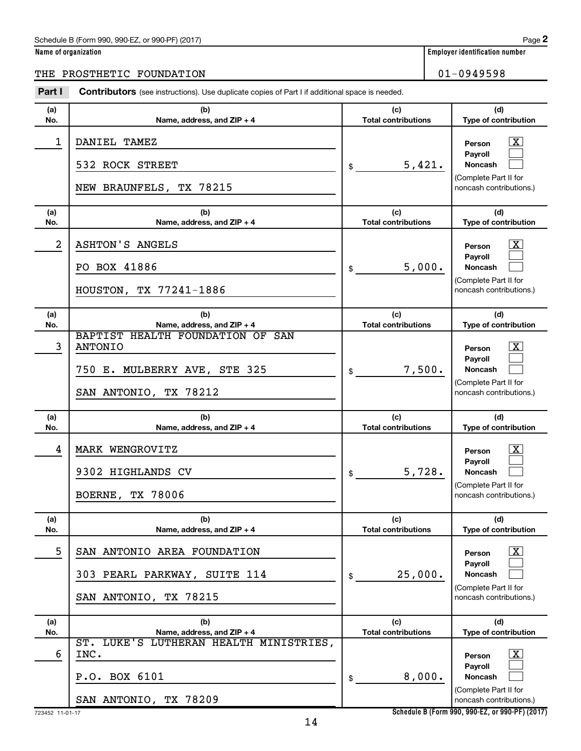Schedule B (Form 990, 990-EZ, or 990-PF) (2017) Page **2**

**Name of organization** | **Employer identification number**

THE PROSTHETIC FOUNDATION | 01-0949598

**Part I** **Contributors** (see instructions). Use duplicate copies of Part I if additional space is needed.

| (a) No. | (b) Name, address, and ZIP + 4 | (c) Total contributions | (d) Type of contribution |
|---|---|---|---|
| 1 | DANIEL TAMEZ<br>532 ROCK STREET<br>NEW BRAUNFELS, TX 78215 | $ 5,421. | Person [X]<br>Payroll [ ]<br>Noncash [ ]<br>(Complete Part II for noncash contributions.) |
| 2 | ASHTON'S ANGELS<br>PO BOX 41886<br>HOUSTON, TX 77241-1886 | $ 5,000. | Person [X]<br>Payroll [ ]<br>Noncash [ ]<br>(Complete Part II for noncash contributions.) |
| 3 | BAPTIST HEALTH FOUNDATION OF SAN ANTONIO<br>750 E. MULBERRY AVE, STE 325<br>SAN ANTONIO, TX 78212 | $ 7,500. | Person [X]<br>Payroll [ ]<br>Noncash [ ]<br>(Complete Part II for noncash contributions.) |
| 4 | MARK WENGROVITZ<br>9302 HIGHLANDS CV<br>BOERNE, TX 78006 | $ 5,728. | Person [X]<br>Payroll [ ]<br>Noncash [ ]<br>(Complete Part II for noncash contributions.) |
| 5 | SAN ANTONIO AREA FOUNDATION<br>303 PEARL PARKWAY, SUITE 114<br>SAN ANTONIO, TX 78215 | $ 25,000. | Person [X]<br>Payroll [ ]<br>Noncash [ ]<br>(Complete Part II for noncash contributions.) |
| 6 | ST. LUKE'S LUTHERAN HEALTH MINISTRIES, INC.<br>P.O. BOX 6101<br>SAN ANTONIO, TX 78209 | $ 8,000. | Person [X]<br>Payroll [ ]<br>Noncash [ ]<br>(Complete Part II for noncash contributions.) |

723452 11-01-17 **Schedule B (Form 990, 990-EZ, or 990-PF) (2017)**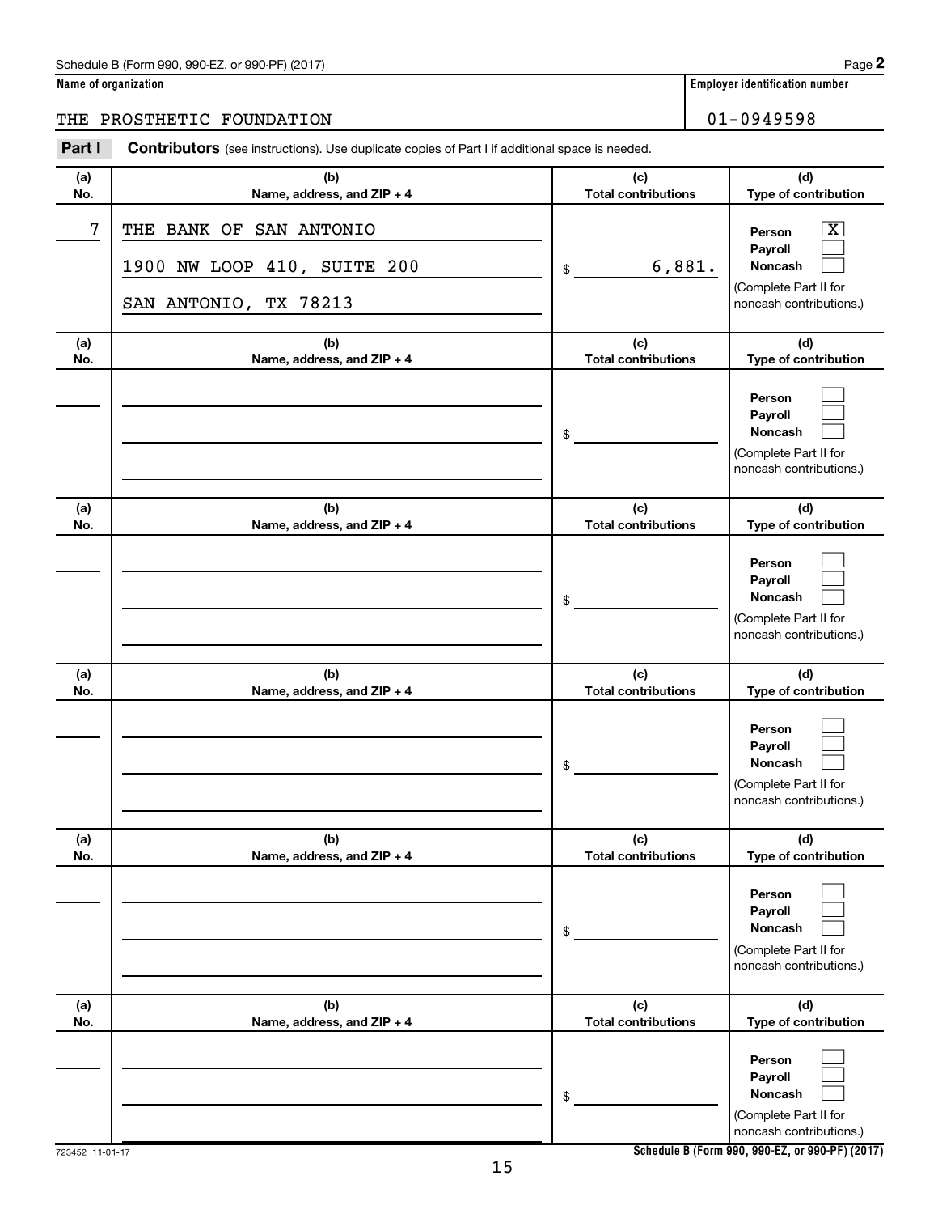Schedule B (Form 990, 990-EZ, or 990-PF) (2017) Page **2**

**Name of organization** | **Employer identification number**

THE PROSTHETIC FOUNDATION | 01-0949598

**Part I** **Contributors** (see instructions). Use duplicate copies of Part I if additional space is needed.

| (a) No. | (b) Name, address, and ZIP + 4 | (c) Total contributions | (d) Type of contribution |
|---|---|---|---|
| 7 | THE BANK OF SAN ANTONIO<br>1900 NW LOOP 410, SUITE 200<br>SAN ANTONIO, TX 78213 | $ 6,881. | Person [X]<br>Payroll [ ]<br>Noncash [ ]<br>(Complete Part II for noncash contributions.) |
| | | $ | Person [ ]<br>Payroll [ ]<br>Noncash [ ]<br>(Complete Part II for noncash contributions.) |
| | | $ | Person [ ]<br>Payroll [ ]<br>Noncash [ ]<br>(Complete Part II for noncash contributions.) |
| | | $ | Person [ ]<br>Payroll [ ]<br>Noncash [ ]<br>(Complete Part II for noncash contributions.) |
| | | $ | Person [ ]<br>Payroll [ ]<br>Noncash [ ]<br>(Complete Part II for noncash contributions.) |
| | | $ | Person [ ]<br>Payroll [ ]<br>Noncash [ ]<br>(Complete Part II for noncash contributions.) |

723452 11-01-17 **Schedule B (Form 990, 990-EZ, or 990-PF) (2017)**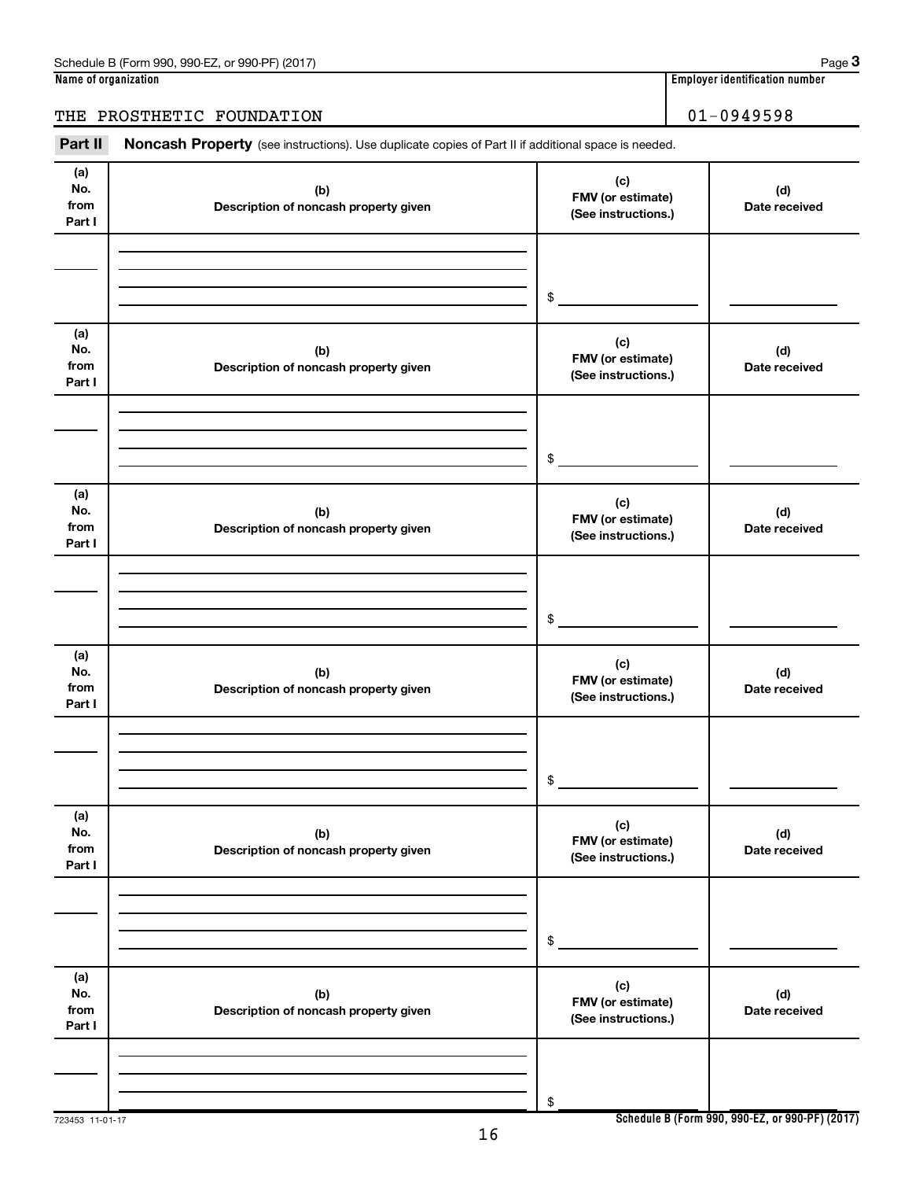Schedule B (Form 990, 990-EZ, or 990-PF) (2017) Page **3**

**Name of organization** | **Employer identification number**

THE PROSTHETIC FOUNDATION | 01-0949598

**Part II** **Noncash Property** (see instructions). Use duplicate copies of Part II if additional space is needed.

| (a) No. from Part I | (b) Description of noncash property given | (c) FMV (or estimate) (See instructions.) | (d) Date received |
|---|---|---|---|
| | | $ | |

| (a) No. from Part I | (b) Description of noncash property given | (c) FMV (or estimate) (See instructions.) | (d) Date received |
|---|---|---|---|
| | | $ | |

| (a) No. from Part I | (b) Description of noncash property given | (c) FMV (or estimate) (See instructions.) | (d) Date received |
|---|---|---|---|
| | | $ | |

| (a) No. from Part I | (b) Description of noncash property given | (c) FMV (or estimate) (See instructions.) | (d) Date received |
|---|---|---|---|
| | | $ | |

| (a) No. from Part I | (b) Description of noncash property given | (c) FMV (or estimate) (See instructions.) | (d) Date received |
|---|---|---|---|
| | | $ | |

| (a) No. from Part I | (b) Description of noncash property given | (c) FMV (or estimate) (See instructions.) | (d) Date received |
|---|---|---|---|
| | | $ | |

723453 11-01-17 **Schedule B (Form 990, 990-EZ, or 990-PF) (2017)**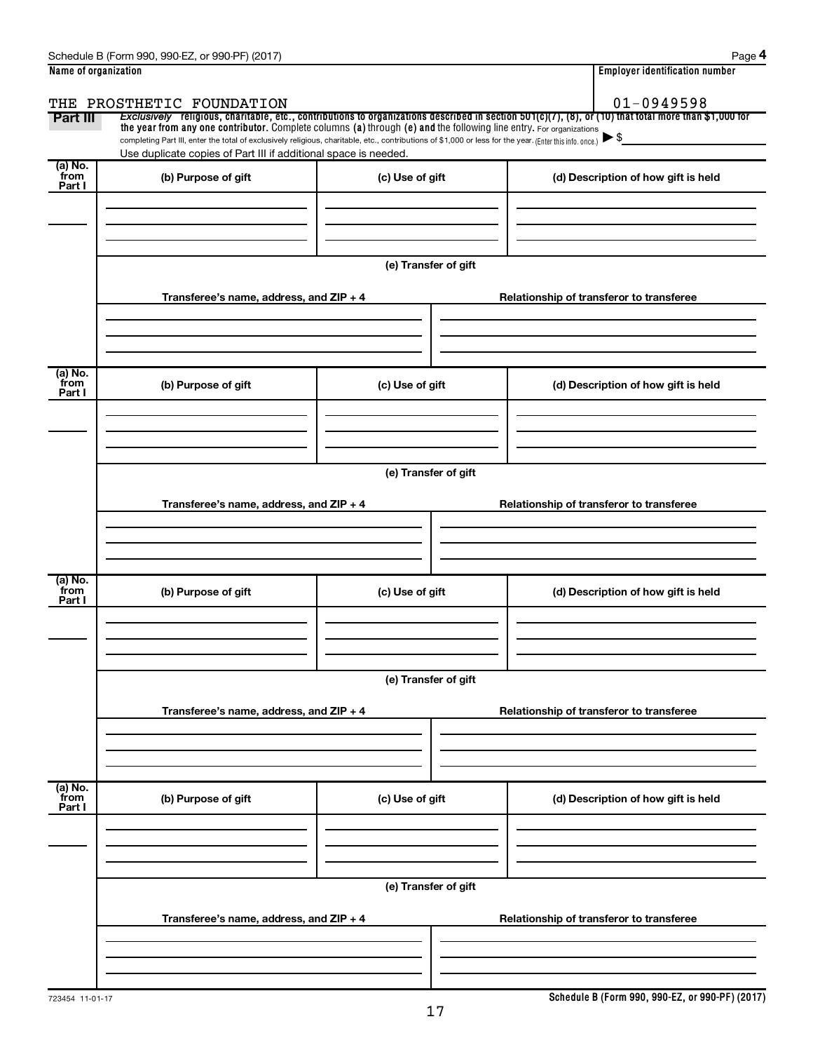Schedule B (Form 990, 990-EZ, or 990-PF) (2017)

| Name of organization | Employer identification number |
|---|---|
| THE PROSTHETIC FOUNDATION | 01-0949598 |

**Part III** *Exclusively* religious, charitable, etc., contributions to organizations described in section 501(c)(7), (8), or (10) that total more than $1,000 for the year from any one contributor. Complete columns (a) through (e) and the following line entry. For organizations completing Part III, enter the total of exclusively religious, charitable, etc., contributions of $1,000 or less for the year. (Enter this info. once.) ▶ $

Use duplicate copies of Part III if additional space is needed.

| (a) No. from Part I | (b) Purpose of gift | (c) Use of gift | (d) Description of how gift is held |
|---|---|---|---|
| | | | |

(e) Transfer of gift

| Transferee's name, address, and ZIP + 4 | Relationship of transferor to transferee |
|---|---|
| | |

| (a) No. from Part I | (b) Purpose of gift | (c) Use of gift | (d) Description of how gift is held |
|---|---|---|---|
| | | | |

(e) Transfer of gift

| Transferee's name, address, and ZIP + 4 | Relationship of transferor to transferee |
|---|---|
| | |

| (a) No. from Part I | (b) Purpose of gift | (c) Use of gift | (d) Description of how gift is held |
|---|---|---|---|
| | | | |

(e) Transfer of gift

| Transferee's name, address, and ZIP + 4 | Relationship of transferor to transferee |
|---|---|
| | |

| (a) No. from Part I | (b) Purpose of gift | (c) Use of gift | (d) Description of how gift is held |
|---|---|---|---|
| | | | |

(e) Transfer of gift

| Transferee's name, address, and ZIP + 4 | Relationship of transferor to transferee |
|---|---|
| | |

723454 11-01-17

**Schedule B (Form 990, 990-EZ, or 990-PF) (2017)**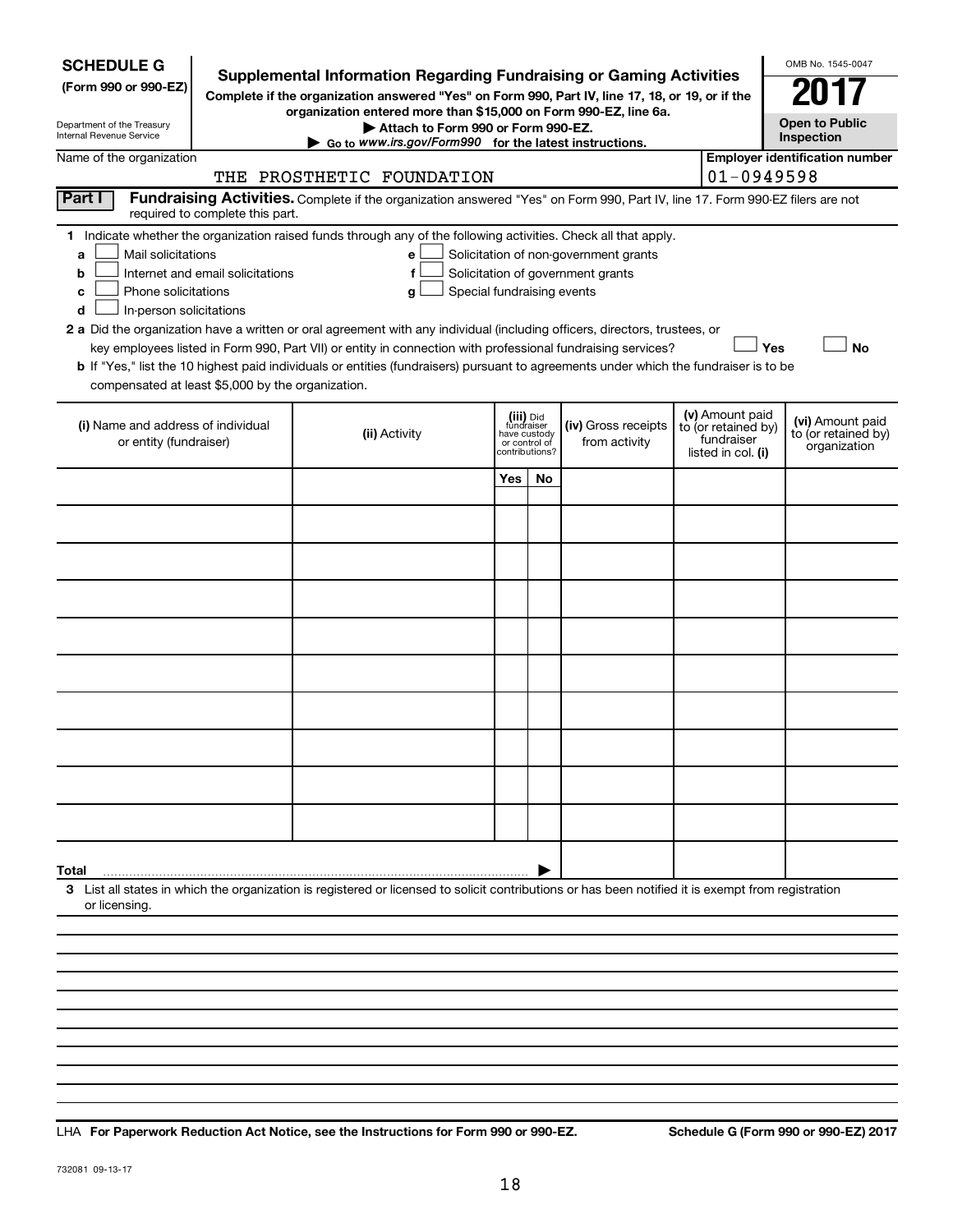**SCHEDULE G**
**(Form 990 or 990-EZ)**

Department of the Treasury
Internal Revenue Service

# Supplemental Information Regarding Fundraising or Gaming Activities

**Complete if the organization answered "Yes" on Form 990, Part IV, line 17, 18, or 19, or if the organization entered more than $15,000 on Form 990-EZ, line 6a.**

**▶ Attach to Form 990 or Form 990-EZ.**

**▶ Go to *www.irs.gov/Form990* for the latest instructions.**

OMB No. 1545-0047

**2017**

**Open to Public Inspection**

Name of the organization: THE PROSTHETIC FOUNDATION

**Employer identification number:** 01-0949598

**Part I** **Fundraising Activities.** Complete if the organization answered "Yes" on Form 990, Part IV, line 17. Form 990-EZ filers are not required to complete this part.

**1** Indicate whether the organization raised funds through any of the following activities. Check all that apply.

- **a** ☐ Mail solicitations
- **b** ☐ Internet and email solicitations
- **c** ☐ Phone solicitations
- **d** ☐ In-person solicitations
- **e** ☐ Solicitation of non-government grants
- **f** ☐ Solicitation of government grants
- **g** ☐ Special fundraising events

**2 a** Did the organization have a written or oral agreement with any individual (including officers, directors, trustees, or key employees listed in Form 990, Part VII) or entity in connection with professional fundraising services? ☐ **Yes** ☐ **No**

**b** If "Yes," list the 10 highest paid individuals or entities (fundraisers) pursuant to agreements under which the fundraiser is to be compensated at least $5,000 by the organization.

| (i) Name and address of individual or entity (fundraiser) | (ii) Activity | (iii) Did fundraiser have custody or control of contributions? | | (iv) Gross receipts from activity | (v) Amount paid to (or retained by) fundraiser listed in col. (i) | (vi) Amount paid to (or retained by) organization |
|---|---|---|---|---|---|---|
| | | Yes | No | | | |
| | | | | | | |
| | | | | | | |
| | | | | | | |
| | | | | | | |
| | | | | | | |
| | | | | | | |
| | | | | | | |
| | | | | | | |
| | | | | | | |
| | | | | | | |
| **Total** ▶ | | | | | | |

**3** List all states in which the organization is registered or licensed to solicit contributions or has been notified it is exempt from registration or licensing.

LHA **For Paperwork Reduction Act Notice, see the Instructions for Form 990 or 990-EZ.** **Schedule G (Form 990 or 990-EZ) 2017**

732081 09-13-17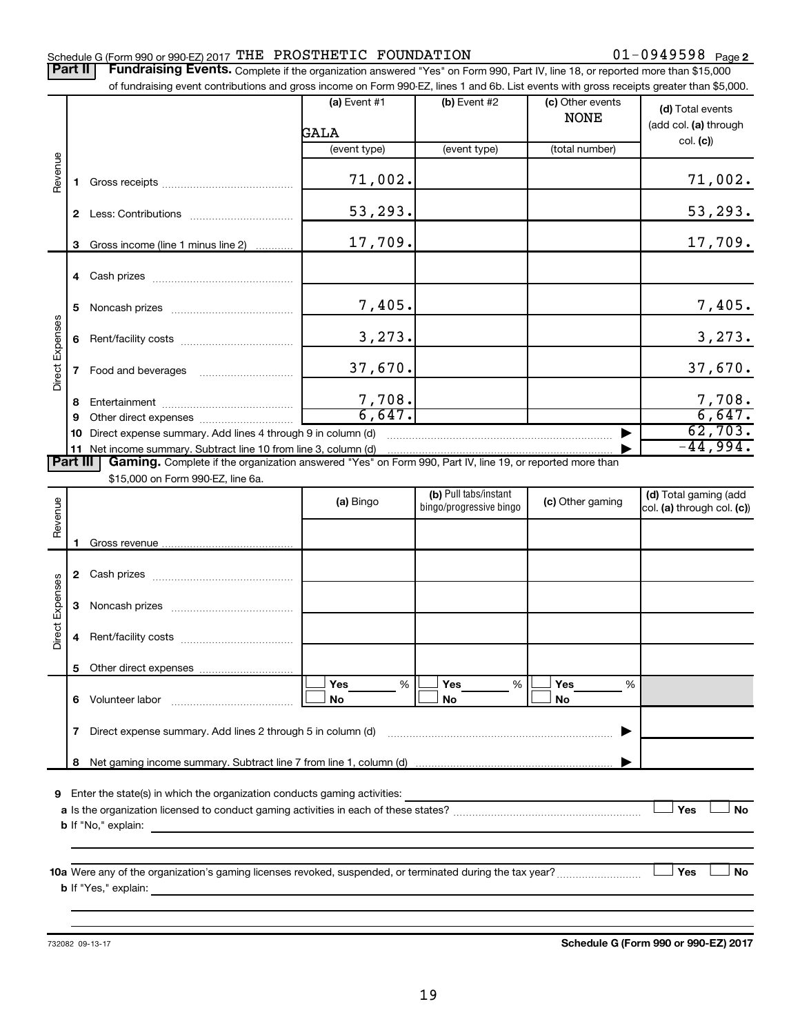Schedule G (Form 990 or 990-EZ) 2017 THE PROSTHETIC FOUNDATION 01-0949598 Page 2

**Part II** **Fundraising Events.** Complete if the organization answered "Yes" on Form 990, Part IV, line 18, or reported more than $15,000 of fundraising event contributions and gross income on Form 990-EZ, lines 1 and 6b. List events with gross receipts greater than $5,000.

| | | (a) Event #1 GALA (event type) | (b) Event #2 (event type) | (c) Other events NONE (total number) | (d) Total events (add col. (a) through col. (c)) |
|---|---|---|---|---|---|
| Revenue | 1 Gross receipts | 71,002. | | | 71,002. |
| | 2 Less: Contributions | 53,293. | | | 53,293. |
| | 3 Gross income (line 1 minus line 2) | 17,709. | | | 17,709. |
| Direct Expenses | 4 Cash prizes | | | | |
| | 5 Noncash prizes | 7,405. | | | 7,405. |
| | 6 Rent/facility costs | 3,273. | | | 3,273. |
| | 7 Food and beverages | 37,670. | | | 37,670. |
| | 8 Entertainment | 7,708. | | | 7,708. |
| | 9 Other direct expenses | 6,647. | | | 6,647. |
| | 10 Direct expense summary. Add lines 4 through 9 in column (d) | | | | 62,703. |
| | 11 Net income summary. Subtract line 10 from line 3, column (d) | | | | -44,994. |

**Part III** **Gaming.** Complete if the organization answered "Yes" on Form 990, Part IV, line 19, or reported more than $15,000 on Form 990-EZ, line 6a.

| | | (a) Bingo | (b) Pull tabs/instant bingo/progressive bingo | (c) Other gaming | (d) Total gaming (add col. (a) through col. (c)) |
|---|---|---|---|---|---|
| Revenue | 1 Gross revenue | | | | |
| Direct Expenses | 2 Cash prizes | | | | |
| | 3 Noncash prizes | | | | |
| | 4 Rent/facility costs | | | | |
| | 5 Other direct expenses | | | | |
| | 6 Volunteer labor | ☐ Yes ___% ☐ No | ☐ Yes ___% ☐ No | ☐ Yes ___% ☐ No | |
| | 7 Direct expense summary. Add lines 2 through 5 in column (d) | | | | |
| | 8 Net gaming income summary. Subtract line 7 from line 1, column (d) | | | | |

**9** Enter the state(s) in which the organization conducts gaming activities:

**a** Is the organization licensed to conduct gaming activities in each of these states? ☐ Yes ☐ No

**b** If "No," explain:

**10a** Were any of the organization's gaming licenses revoked, suspended, or terminated during the tax year? ☐ Yes ☐ No

**b** If "Yes," explain:

732082 09-13-17 **Schedule G (Form 990 or 990-EZ) 2017**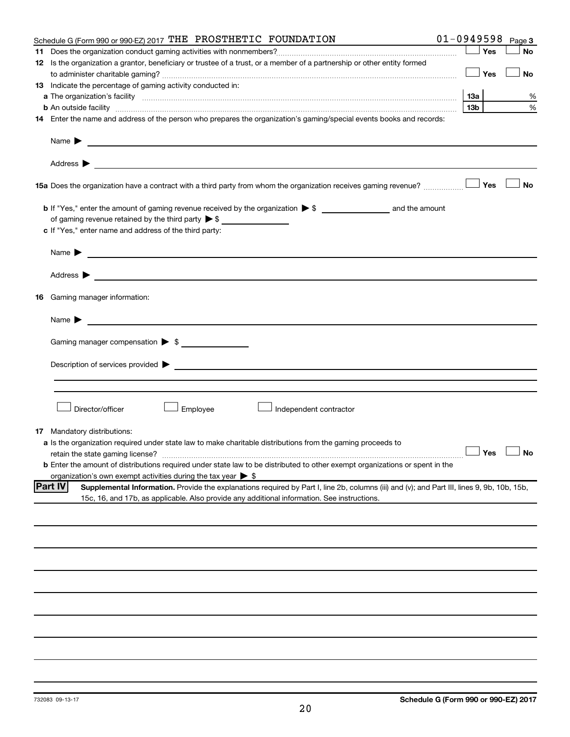Schedule G (Form 990 or 990-EZ) 2017 THE PROSTHETIC FOUNDATION 01-0949598 Page 3

**11** Does the organization conduct gaming activities with nonmembers? ☐ Yes ☐ No

**12** Is the organization a grantor, beneficiary or trustee of a trust, or a member of a partnership or other entity formed to administer charitable gaming? ☐ Yes ☐ No

**13** Indicate the percentage of gaming activity conducted in:

**a** The organization's facility **13a** %

**b** An outside facility **13b** %

**14** Enter the name and address of the person who prepares the organization's gaming/special events books and records:

Name ▶

Address ▶

**15a** Does the organization have a contract with a third party from whom the organization receives gaming revenue? ☐ Yes ☐ No

**b** If "Yes," enter the amount of gaming revenue received by the organization ▶ $ ______ and the amount of gaming revenue retained by the third party ▶ $ ______

**c** If "Yes," enter name and address of the third party:

Name ▶

Address ▶

**16** Gaming manager information:

Name ▶

Gaming manager compensation ▶ $

Description of services provided ▶

☐ Director/officer ☐ Employee ☐ Independent contractor

**17** Mandatory distributions:

**a** Is the organization required under state law to make charitable distributions from the gaming proceeds to retain the state gaming license? ☐ Yes ☐ No

**b** Enter the amount of distributions required under state law to be distributed to other exempt organizations or spent in the organization's own exempt activities during the tax year ▶ $

**Part IV** **Supplemental Information.** Provide the explanations required by Part I, line 2b, columns (iii) and (v); and Part III, lines 9, 9b, 10b, 15b, 15c, 16, and 17b, as applicable. Also provide any additional information. See instructions.

732083 09-13-17 **Schedule G (Form 990 or 990-EZ) 2017**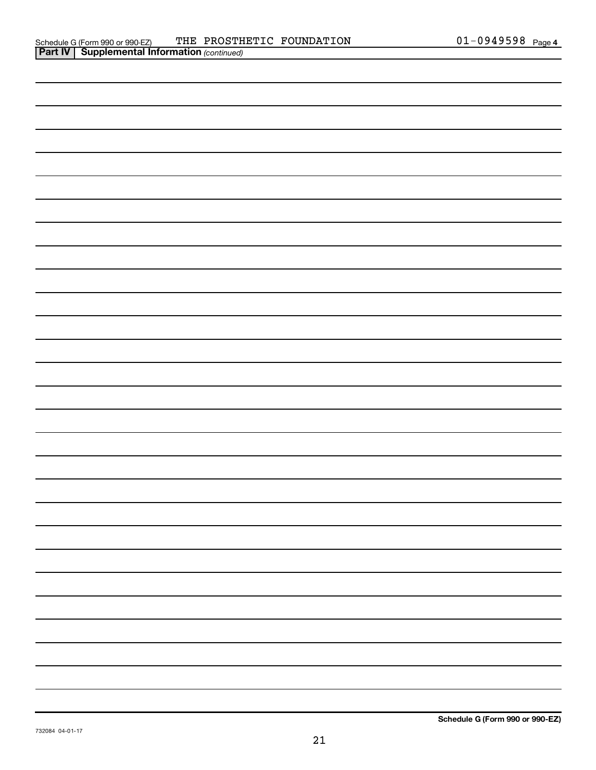Schedule G (Form 990 or 990-EZ) THE PROSTHETIC FOUNDATION 01-0949598 Page **4**

**Part IV | Supplemental Information** *(continued)*

**Schedule G (Form 990 or 990-EZ)**

732084 04-01-17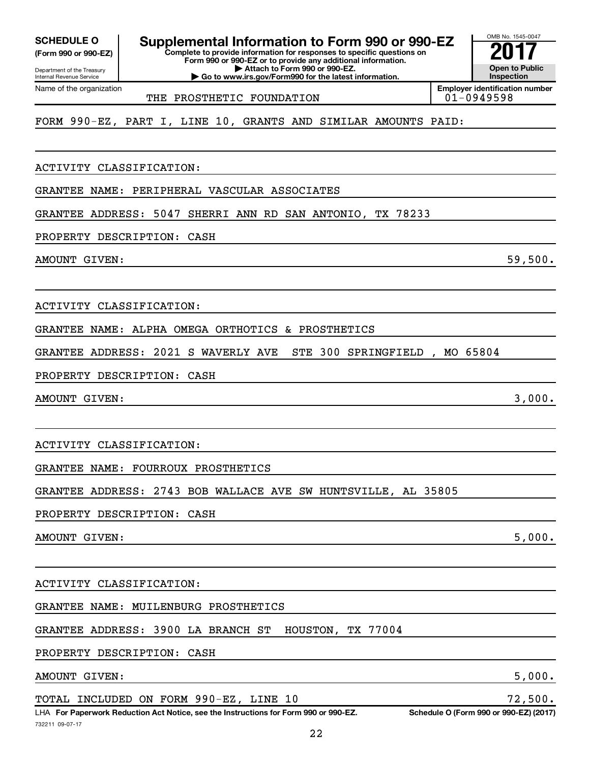**SCHEDULE O (Form 990 or 990-EZ)**

Department of the Treasury
Internal Revenue Service

# Supplemental Information to Form 990 or 990-EZ

**Complete to provide information for responses to specific questions on Form 990 or 990-EZ or to provide any additional information.**
**▶ Attach to Form 990 or 990-EZ.**
**▶ Go to www.irs.gov/Form990 for the latest information.**

OMB No. 1545-0047

**2017**

**Open to Public Inspection**

Name of the organization: THE PROSTHETIC FOUNDATION

**Employer identification number:** 01-0949598

FORM 990-EZ, PART I, LINE 10, GRANTS AND SIMILAR AMOUNTS PAID:

ACTIVITY CLASSIFICATION:

GRANTEE NAME: PERIPHERAL VASCULAR ASSOCIATES

GRANTEE ADDRESS: 5047 SHERRI ANN RD SAN ANTONIO, TX 78233

PROPERTY DESCRIPTION: CASH

AMOUNT GIVEN: 59,500.

ACTIVITY CLASSIFICATION:

GRANTEE NAME: ALPHA OMEGA ORTHOTICS & PROSTHETICS

GRANTEE ADDRESS: 2021 S WAVERLY AVE STE 300 SPRINGFIELD , MO 65804

PROPERTY DESCRIPTION: CASH

AMOUNT GIVEN: 3,000.

ACTIVITY CLASSIFICATION:

GRANTEE NAME: FOURROUX PROSTHETICS

GRANTEE ADDRESS: 2743 BOB WALLACE AVE SW HUNTSVILLE, AL 35805

PROPERTY DESCRIPTION: CASH

AMOUNT GIVEN: 5,000.

ACTIVITY CLASSIFICATION:

GRANTEE NAME: MUILENBURG PROSTHETICS

GRANTEE ADDRESS: 3900 LA BRANCH ST HOUSTON, TX 77004

PROPERTY DESCRIPTION: CASH

AMOUNT GIVEN: 5,000.

TOTAL INCLUDED ON FORM 990-EZ, LINE 10: 72,500.

LHA **For Paperwork Reduction Act Notice, see the Instructions for Form 990 or 990-EZ.** **Schedule O (Form 990 or 990-EZ) (2017)**

732211 09-07-17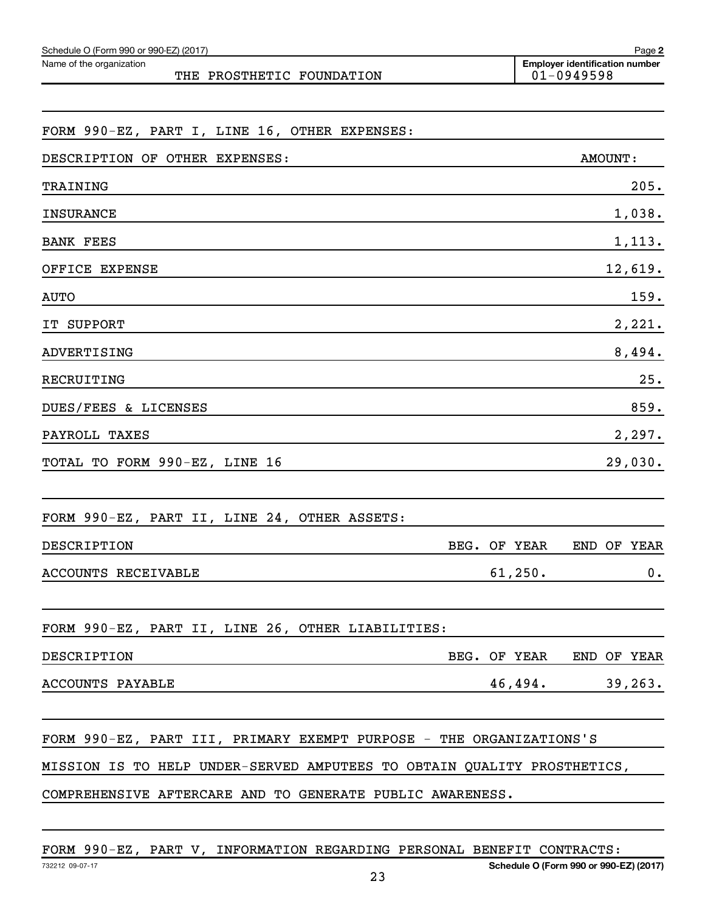Schedule O (Form 990 or 990-EZ) (2017) Page **2**

Name of the organization: THE PROSTHETIC FOUNDATION

**Employer identification number** 01-0949598

FORM 990-EZ, PART I, LINE 16, OTHER EXPENSES:

| DESCRIPTION OF OTHER EXPENSES: | AMOUNT: |
|---|---|
| TRAINING | 205. |
| INSURANCE | 1,038. |
| BANK FEES | 1,113. |
| OFFICE EXPENSE | 12,619. |
| AUTO | 159. |
| IT SUPPORT | 2,221. |
| ADVERTISING | 8,494. |
| RECRUITING | 25. |
| DUES/FEES & LICENSES | 859. |
| PAYROLL TAXES | 2,297. |
| TOTAL TO FORM 990-EZ, LINE 16 | 29,030. |

FORM 990-EZ, PART II, LINE 24, OTHER ASSETS:

| DESCRIPTION | BEG. OF YEAR | END OF YEAR |
|---|---|---|
| ACCOUNTS RECEIVABLE | 61,250. | 0. |

FORM 990-EZ, PART II, LINE 26, OTHER LIABILITIES:

| DESCRIPTION | BEG. OF YEAR | END OF YEAR |
|---|---|---|
| ACCOUNTS PAYABLE | 46,494. | 39,263. |

FORM 990-EZ, PART III, PRIMARY EXEMPT PURPOSE - THE ORGANIZATIONS'S MISSION IS TO HELP UNDER-SERVED AMPUTEES TO OBTAIN QUALITY PROSTHETICS, COMPREHENSIVE AFTERCARE AND TO GENERATE PUBLIC AWARENESS.

FORM 990-EZ, PART V, INFORMATION REGARDING PERSONAL BENEFIT CONTRACTS:

732212 09-07-17 **Schedule O (Form 990 or 990-EZ) (2017)**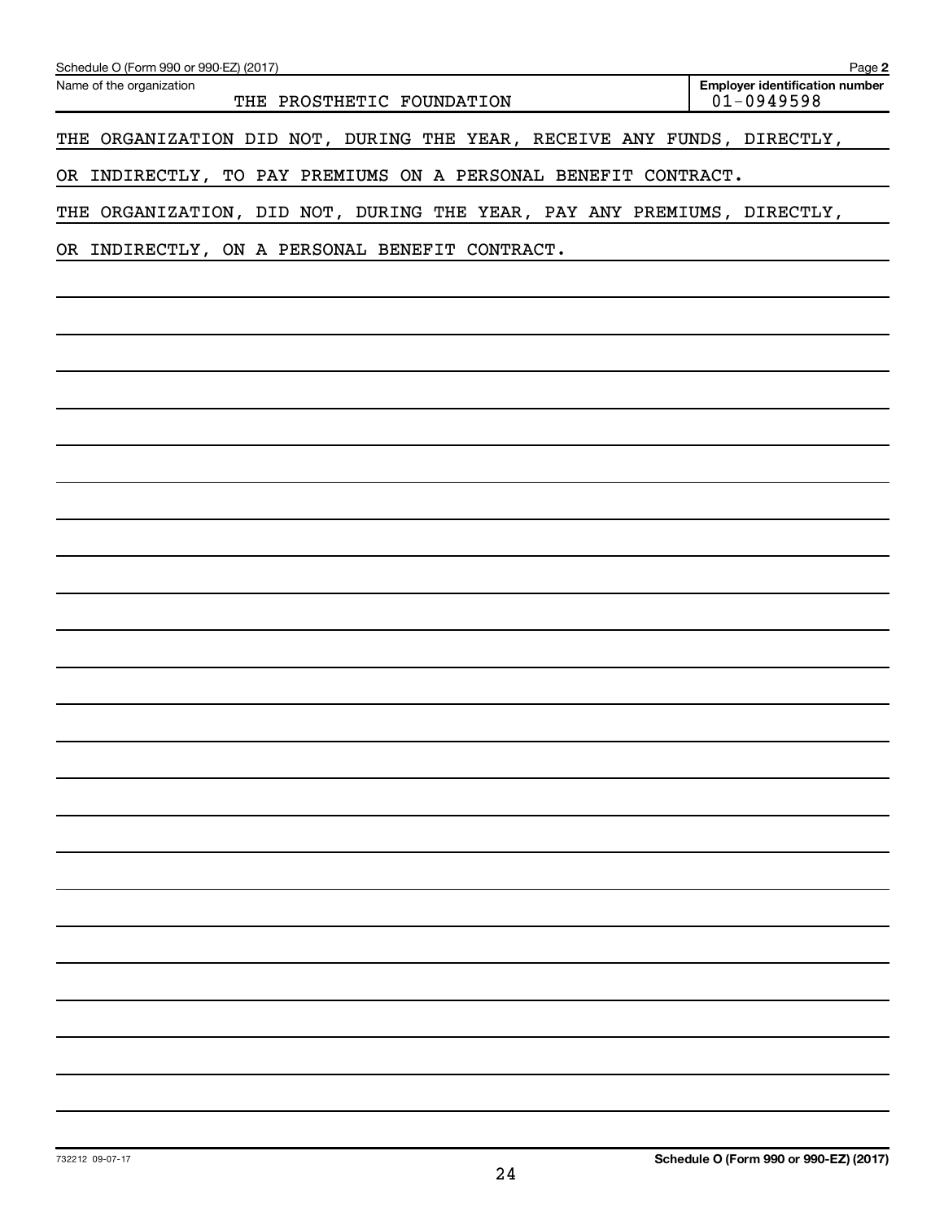Schedule O (Form 990 or 990-EZ) (2017) Page **2**

Name of the organization: THE PROSTHETIC FOUNDATION

**Employer identification number**: 01-0949598

THE ORGANIZATION DID NOT, DURING THE YEAR, RECEIVE ANY FUNDS, DIRECTLY, OR INDIRECTLY, TO PAY PREMIUMS ON A PERSONAL BENEFIT CONTRACT.

THE ORGANIZATION, DID NOT, DURING THE YEAR, PAY ANY PREMIUMS, DIRECTLY, OR INDIRECTLY, ON A PERSONAL BENEFIT CONTRACT.

732212 09-07-17

**Schedule O (Form 990 or 990-EZ) (2017)**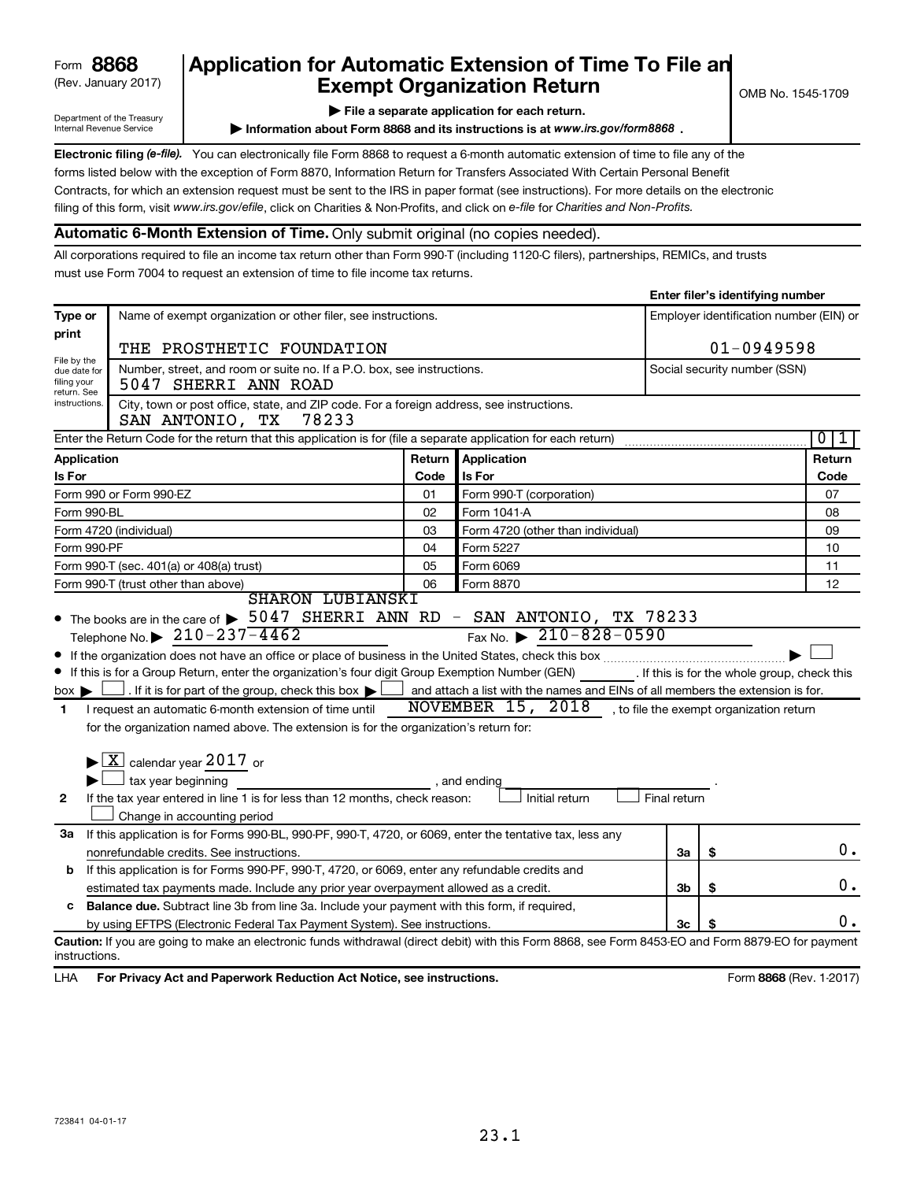Form **8868**
(Rev. January 2017)

Department of the Treasury
Internal Revenue Service

# Application for Automatic Extension of Time To File an Exempt Organization Return

OMB No. 1545-1709

▶ **File a separate application for each return.**

▶ **Information about Form 8868 and its instructions is at** ***www.irs.gov/form8868*** **.**

**Electronic filing** ***(e-file).*** You can electronically file Form 8868 to request a 6-month automatic extension of time to file any of the forms listed below with the exception of Form 8870, Information Return for Transfers Associated With Certain Personal Benefit Contracts, for which an extension request must be sent to the IRS in paper format (see instructions). For more details on the electronic filing of this form, visit *www.irs.gov/efile*, click on Charities & Non-Profits, and click on *e-file* for *Charities and Non-Profits.*

**Automatic 6-Month Extension of Time.** Only submit original (no copies needed).

All corporations required to file an income tax return other than Form 990-T (including 1120-C filers), partnerships, REMICs, and trusts must use Form 7004 to request an extension of time to file income tax returns.

**Enter filer's identifying number**

| | | |
|---|---|---|
| **Type or print** | Name of exempt organization or other filer, see instructions.<br>THE PROSTHETIC FOUNDATION | Employer identification number (EIN) or<br>01-0949598 |
| File by the due date for filing your return. See instructions. | Number, street, and room or suite no. If a P.O. box, see instructions.<br>5047 SHERRI ANN ROAD | Social security number (SSN) |
| | City, town or post office, state, and ZIP code. For a foreign address, see instructions.<br>SAN ANTONIO, TX 78233 | |

Enter the Return Code for the return that this application is for (file a separate application for each return) 0 1

| Application Is For | Return Code | Application Is For | Return Code |
|---|---|---|---|
| Form 990 or Form 990-EZ | 01 | Form 990-T (corporation) | 07 |
| Form 990-BL | 02 | Form 1041-A | 08 |
| Form 4720 (individual) | 03 | Form 4720 (other than individual) | 09 |
| Form 990-PF | 04 | Form 5227 | 10 |
| Form 990-T (sec. 401(a) or 408(a) trust) | 05 | Form 6069 | 11 |
| Form 990-T (trust other than above) | 06 | Form 8870 | 12 |

- The books are in the care of ▶ SHARON LUBIANSKI 5047 SHERRI ANN RD - SAN ANTONIO, TX 78233
  Telephone No. ▶ 210-237-4462   Fax No. ▶ 210-828-0590
- If the organization does not have an office or place of business in the United States, check this box ▶ ☐
- If this is for a Group Return, enter the organization's four digit Group Exemption Number (GEN) ______ . If this is for the whole group, check this box ▶ ☐ . If it is for part of the group, check this box ▶ ☐ and attach a list with the names and EINs of all members the extension is for.

**1** I request an automatic 6-month extension of time until NOVEMBER 15, 2018 , to file the exempt organization return for the organization named above. The extension is for the organization's return for:

▶ ☒ calendar year 2017 or

▶ ☐ tax year beginning ____________ , and ending ____________ .

**2** If the tax year entered in line 1 is for less than 12 months, check reason: ☐ Initial return ☐ Final return ☐ Change in accounting period

| | | | |
|---|---|---|---|
| **3a** | If this application is for Forms 990-BL, 990-PF, 990-T, 4720, or 6069, enter the tentative tax, less any nonrefundable credits. See instructions. | **3a** | $ 0. |
| **b** | If this application is for Forms 990-PF, 990-T, 4720, or 6069, enter any refundable credits and estimated tax payments made. Include any prior year overpayment allowed as a credit. | **3b** | $ 0. |
| **c** | **Balance due.** Subtract line 3b from line 3a. Include your payment with this form, if required, by using EFTPS (Electronic Federal Tax Payment System). See instructions. | **3c** | $ 0. |

**Caution:** If you are going to make an electronic funds withdrawal (direct debit) with this Form 8868, see Form 8453-EO and Form 8879-EO for payment instructions.

LHA **For Privacy Act and Paperwork Reduction Act Notice, see instructions.** Form **8868** (Rev. 1-2017)

723841 04-01-17

23.1